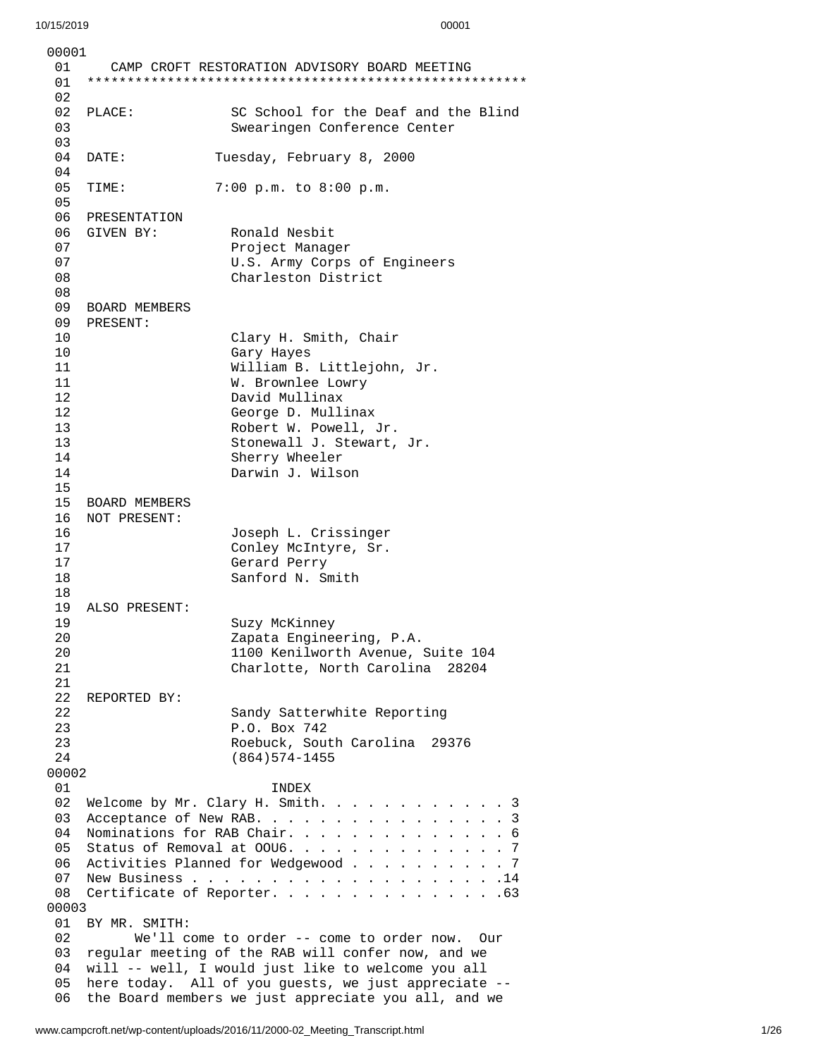```
00001
 01     CAMP CROFT RESTORATION ADVISORY BOARD MEETING
 01  ****************************************************
 02
 02  PLACE:            SC School for the Deaf and the Blind
 03                    Swearingen Conference Center
 03
 04  DATE:           Tuesday, February 8, 2000
 04
 05  TIME:           7:00 p.m. to 8:00 p.m.
 05
 06  PRESENTATION
 06  GIVEN BY:         Ronald Nesbit
 07                    Project Manager
 07                    U.S. Army Corps of Engineers
 08                    Charleston District
 08
 09  BOARD MEMBERS
 09  PRESENT:
 10                    Clary H. Smith, Chair
 10                    Gary Hayes
 11                    William B. Littlejohn, Jr.
 11                    W. Brownlee Lowry
 12                    David Mullinax
 12                    George D. Mullinax
 13                    Robert W. Powell, Jr.
 13                    Stonewall J. Stewart, Jr.
 14                    Sherry Wheeler
 14                    Darwin J. Wilson
 15
 15  BOARD MEMBERS
 16  NOT PRESENT:
 16                    Joseph L. Crissinger
 17                    Conley McIntyre, Sr.
 17                    Gerard Perry
 18                    Sanford N. Smith
 18
 19  ALSO PRESENT:
 19                    Suzy McKinney
 20                    Zapata Engineering, P.A.
 20                    1100 Kenilworth Avenue, Suite 104
 21                    Charlotte, North Carolina  28204
 21
 22  REPORTED BY:
 22                    Sandy Satterwhite Reporting
 23                    P.O. Box 742
 23                    Roebuck, South Carolina  29376
 24                    (864)574-1455
00002
 01                         INDEX
 02  Welcome by Mr. Clary H. Smith. . . . . . . . . . . . 3
 03  Acceptance of New RAB. . . . . . . . . . . . . . . . 3
 04  Nominations for RAB Chair. . . . . . . . . . . . . . 6
 05  Status of Removal at OOU6. . . . . . . . . . . . . . 7
 06  Activities Planned for Wedgewood . . . . . . . . . . 7
 07  New Business . . . . . . . . . . . . . . . . . . . .14
 08  Certificate of Reporter. . . . . . . . . . . . . . .63
00003
 01  BY MR. SMITH:
 02        We'll come to order -- come to order now.  Our
 03  regular meeting of the RAB will confer now, and we
 04  will -- well, I would just like to welcome you all
 05  here today.  All of you guests, we just appreciate --
 06  the Board members we just appreciate you all, and we
```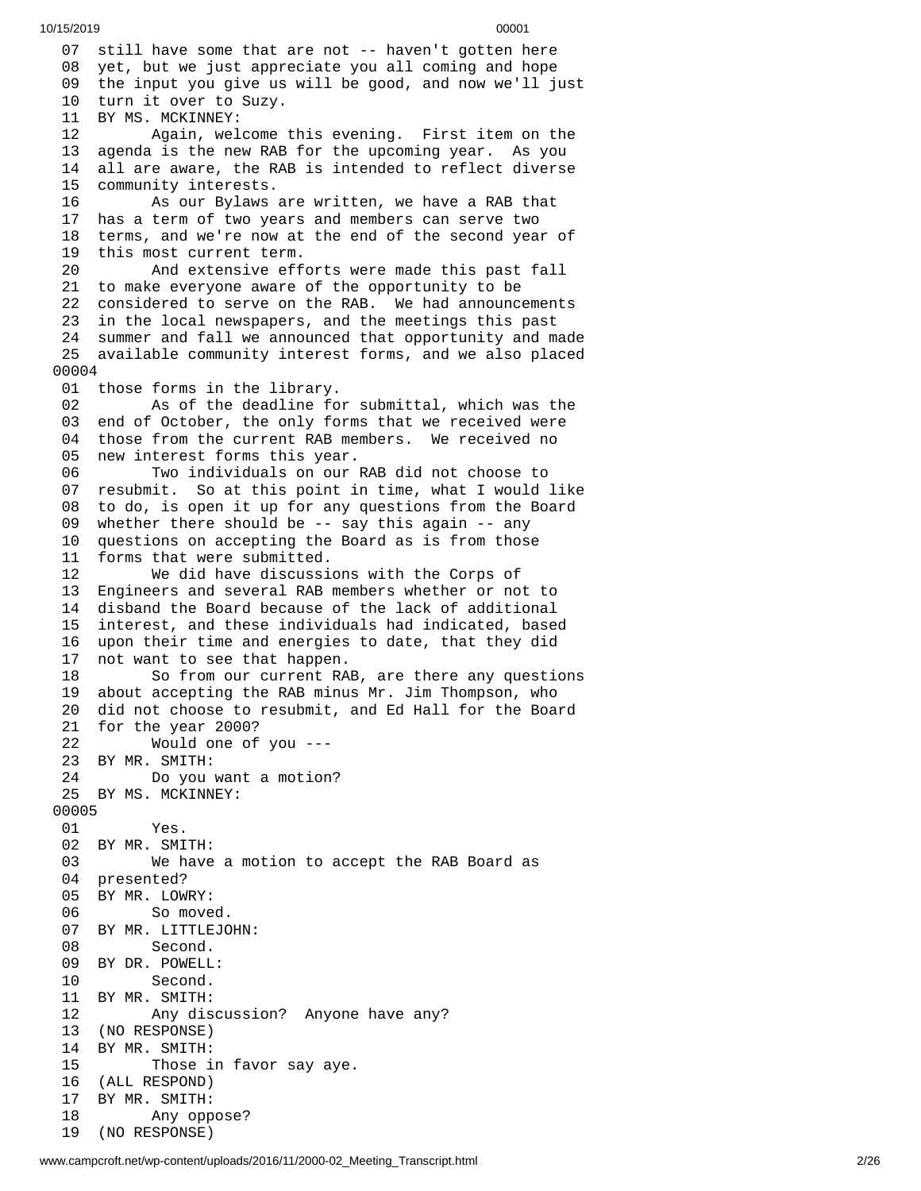07 still have some that are not -- haven't gotten here
08 yet, but we just appreciate you all coming and hope
09 the input you give us will be good, and now we'll just
10 turn it over to Suzy.
11 BY MS. MCKINNEY:
12 Again, welcome this evening. First item on the
13 agenda is the new RAB for the upcoming year. As you
14 all are aware, the RAB is intended to reflect diverse
15 community interests.
16 As our Bylaws are written, we have a RAB that
17 has a term of two years and members can serve two
18 terms, and we're now at the end of the second year of
19 this most current term.
20 And extensive efforts were made this past fall
21 to make everyone aware of the opportunity to be
22 considered to serve on the RAB. We had announcements
23 in the local newspapers, and the meetings this past
24 summer and fall we announced that opportunity and made
25 available community interest forms, and we also placed
00004
01 those forms in the library.
02 As of the deadline for submittal, which was the
03 end of October, the only forms that we received were
04 those from the current RAB members. We received no
05 new interest forms this year.
06 Two individuals on our RAB did not choose to
07 resubmit. So at this point in time, what I would like
08 to do, is open it up for any questions from the Board
09 whether there should be -- say this again -- any
10 questions on accepting the Board as is from those
11 forms that were submitted.
12 We did have discussions with the Corps of
13 Engineers and several RAB members whether or not to
14 disband the Board because of the lack of additional
15 interest, and these individuals had indicated, based
16 upon their time and energies to date, that they did
17 not want to see that happen.
18 So from our current RAB, are there any questions
19 about accepting the RAB minus Mr. Jim Thompson, who
20 did not choose to resubmit, and Ed Hall for the Board
21 for the year 2000?
22 Would one of you ---
23 BY MR. SMITH:
24 Do you want a motion?
25 BY MS. MCKINNEY:
00005
01 Yes.
02 BY MR. SMITH:
03 We have a motion to accept the RAB Board as
04 presented?
05 BY MR. LOWRY:
06 So moved.
07 BY MR. LITTLEJOHN:
08 Second.
09 BY DR. POWELL:
10 Second.
11 BY MR. SMITH:
12 Any discussion? Anyone have any?
13 (NO RESPONSE)
14 BY MR. SMITH:
15 Those in favor say aye.
16 (ALL RESPOND)
17 BY MR. SMITH:
18 Any oppose?
19 (NO RESPONSE)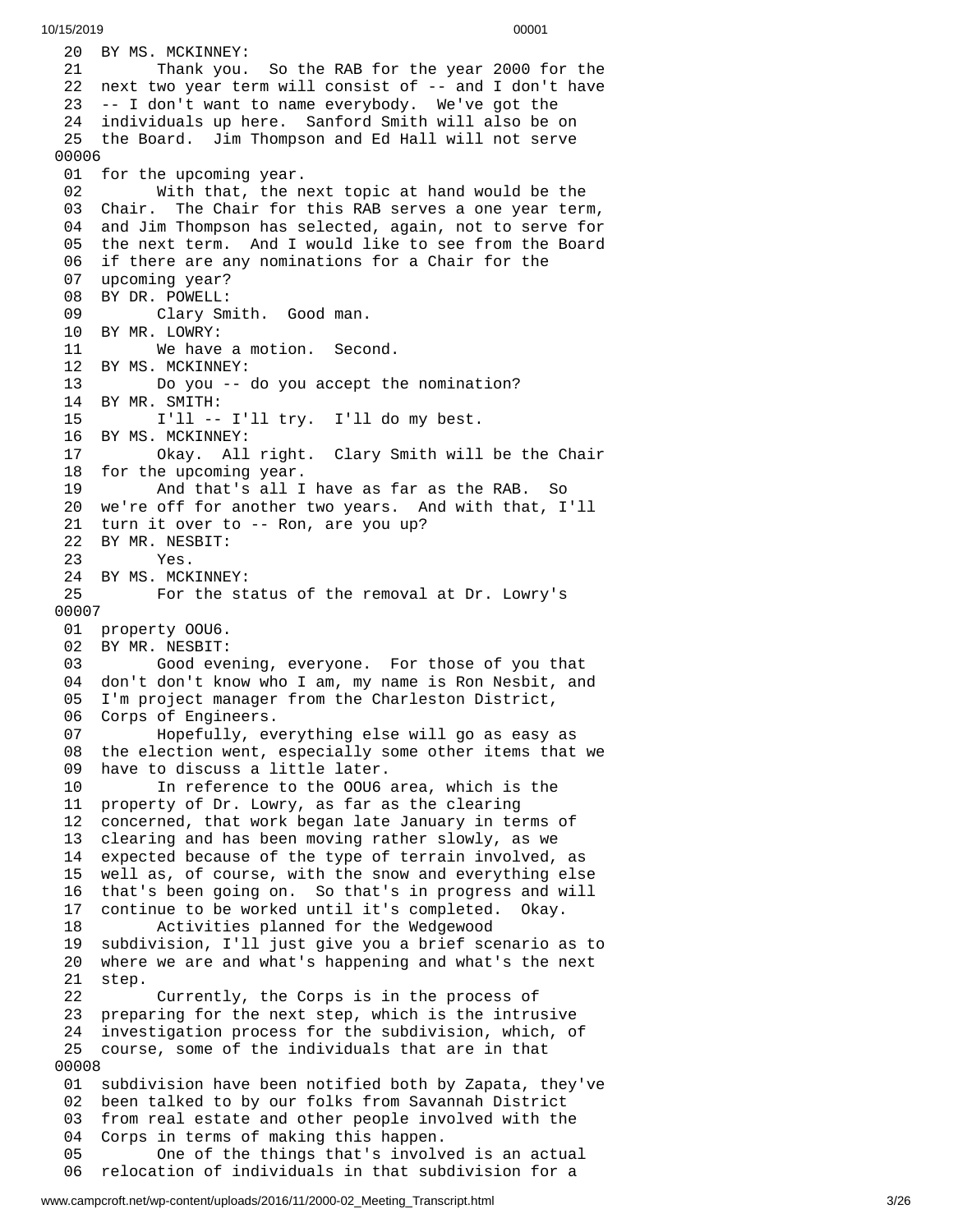```
 20  BY MS. MCKINNEY:
 21        Thank you.  So the RAB for the year 2000 for the
 22  next two year term will consist of -- and I don't have
 23  -- I don't want to name everybody.  We've got the
 24  individuals up here.  Sanford Smith will also be on
 25  the Board.  Jim Thompson and Ed Hall will not serve
00006
 01  for the upcoming year.
 02        With that, the next topic at hand would be the
 03  Chair.  The Chair for this RAB serves a one year term,
 04  and Jim Thompson has selected, again, not to serve for
 05  the next term.  And I would like to see from the Board
 06  if there are any nominations for a Chair for the
 07  upcoming year?
 08  BY DR. POWELL:
 09        Clary Smith.  Good man.
 10  BY MR. LOWRY:
 11        We have a motion.  Second.
 12  BY MS. MCKINNEY:
 13        Do you -- do you accept the nomination?
 14  BY MR. SMITH:
 15        I'll -- I'll try.  I'll do my best.
 16  BY MS. MCKINNEY:
 17        Okay.  All right.  Clary Smith will be the Chair
 18  for the upcoming year.
 19        And that's all I have as far as the RAB.  So
 20  we're off for another two years.  And with that, I'll
 21  turn it over to -- Ron, are you up?
 22  BY MR. NESBIT:
 23        Yes.
 24  BY MS. MCKINNEY:
 25        For the status of the removal at Dr. Lowry's
00007
 01  property OOU6.
 02  BY MR. NESBIT:
 03        Good evening, everyone.  For those of you that
 04  don't don't know who I am, my name is Ron Nesbit, and
 05  I'm project manager from the Charleston District,
 06  Corps of Engineers.
 07        Hopefully, everything else will go as easy as
 08  the election went, especially some other items that we
 09  have to discuss a little later.
 10        In reference to the OOU6 area, which is the
 11  property of Dr. Lowry, as far as the clearing
 12  concerned, that work began late January in terms of
 13  clearing and has been moving rather slowly, as we
 14  expected because of the type of terrain involved, as
 15  well as, of course, with the snow and everything else
 16  that's been going on.  So that's in progress and will
 17  continue to be worked until it's completed.  Okay.
 18        Activities planned for the Wedgewood
 19  subdivision, I'll just give you a brief scenario as to
 20  where we are and what's happening and what's the next
 21  step.
 22        Currently, the Corps is in the process of
 23  preparing for the next step, which is the intrusive
 24  investigation process for the subdivision, which, of
 25  course, some of the individuals that are in that
00008
 01  subdivision have been notified both by Zapata, they've
 02  been talked to by our folks from Savannah District
 03  from real estate and other people involved with the
 04  Corps in terms of making this happen.
 05        One of the things that's involved is an actual
 06  relocation of individuals in that subdivision for a
```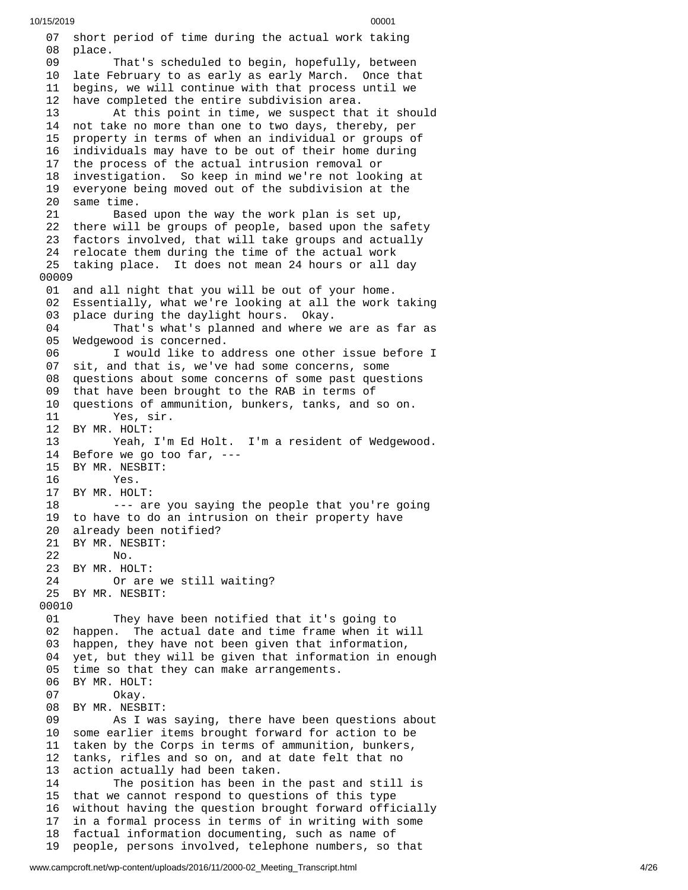07 short period of time during the actual work taking
08 place.
09 That's scheduled to begin, hopefully, between
10 late February to as early as early March. Once that
11 begins, we will continue with that process until we
12 have completed the entire subdivision area.
13 At this point in time, we suspect that it should
14 not take no more than one to two days, thereby, per
15 property in terms of when an individual or groups of
16 individuals may have to be out of their home during
17 the process of the actual intrusion removal or
18 investigation. So keep in mind we're not looking at
19 everyone being moved out of the subdivision at the
20 same time.
21 Based upon the way the work plan is set up,
22 there will be groups of people, based upon the safety
23 factors involved, that will take groups and actually
24 relocate them during the time of the actual work
25 taking place. It does not mean 24 hours or all day

00009

01 and all night that you will be out of your home.
02 Essentially, what we're looking at all the work taking
03 place during the daylight hours. Okay.
04 That's what's planned and where we are as far as
05 Wedgewood is concerned.
06 I would like to address one other issue before I
07 sit, and that is, we've had some concerns, some
08 questions about some concerns of some past questions
09 that have been brought to the RAB in terms of
10 questions of ammunition, bunkers, tanks, and so on.
11 Yes, sir.
12 BY MR. HOLT:
13 Yeah, I'm Ed Holt. I'm a resident of Wedgewood.
14 Before we go too far, ---
15 BY MR. NESBIT:
16 Yes.
17 BY MR. HOLT:
18 --- are you saying the people that you're going
19 to have to do an intrusion on their property have
20 already been notified?
21 BY MR. NESBIT:
22 No.
23 BY MR. HOLT:
24 Or are we still waiting?
25 BY MR. NESBIT:

00010

01 They have been notified that it's going to
02 happen. The actual date and time frame when it will
03 happen, they have not been given that information,
04 yet, but they will be given that information in enough
05 time so that they can make arrangements.
06 BY MR. HOLT:
07 Okay.
08 BY MR. NESBIT:
09 As I was saying, there have been questions about
10 some earlier items brought forward for action to be
11 taken by the Corps in terms of ammunition, bunkers,
12 tanks, rifles and so on, and at date felt that no
13 action actually had been taken.
14 The position has been in the past and still is
15 that we cannot respond to questions of this type
16 without having the question brought forward officially
17 in a formal process in terms of in writing with some
18 factual information documenting, such as name of
19 people, persons involved, telephone numbers, so that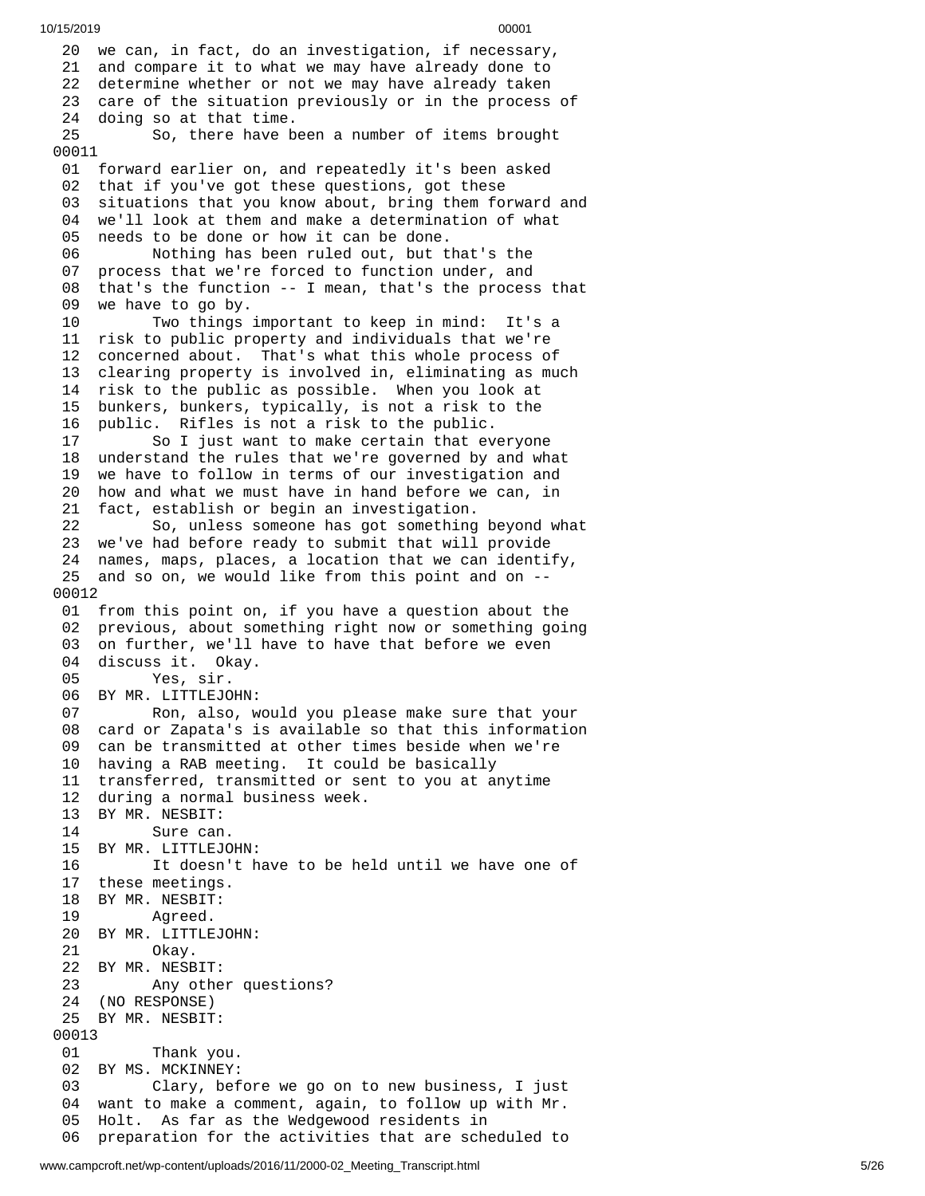20 we can, in fact, do an investigation, if necessary,
21 and compare it to what we may have already done to
22 determine whether or not we may have already taken
23 care of the situation previously or in the process of
24 doing so at that time.
25 So, there have been a number of items brought

00011

01 forward earlier on, and repeatedly it's been asked
02 that if you've got these questions, got these
03 situations that you know about, bring them forward and
04 we'll look at them and make a determination of what
05 needs to be done or how it can be done.
06 Nothing has been ruled out, but that's the
07 process that we're forced to function under, and
08 that's the function -- I mean, that's the process that
09 we have to go by.
10 Two things important to keep in mind: It's a
11 risk to public property and individuals that we're
12 concerned about. That's what this whole process of
13 clearing property is involved in, eliminating as much
14 risk to the public as possible. When you look at
15 bunkers, bunkers, typically, is not a risk to the
16 public. Rifles is not a risk to the public.
17 So I just want to make certain that everyone
18 understand the rules that we're governed by and what
19 we have to follow in terms of our investigation and
20 how and what we must have in hand before we can, in
21 fact, establish or begin an investigation.
22 So, unless someone has got something beyond what
23 we've had before ready to submit that will provide
24 names, maps, places, a location that we can identify,
25 and so on, we would like from this point and on --

00012

01 from this point on, if you have a question about the
02 previous, about something right now or something going
03 on further, we'll have to have that before we even
04 discuss it. Okay.
05 Yes, sir.
06 BY MR. LITTLEJOHN:
07 Ron, also, would you please make sure that your
08 card or Zapata's is available so that this information
09 can be transmitted at other times beside when we're
10 having a RAB meeting. It could be basically
11 transferred, transmitted or sent to you at anytime
12 during a normal business week.
13 BY MR. NESBIT:
14 Sure can.
15 BY MR. LITTLEJOHN:
16 It doesn't have to be held until we have one of
17 these meetings.
18 BY MR. NESBIT:
19 Agreed.
20 BY MR. LITTLEJOHN:
21 Okay.
22 BY MR. NESBIT:
23 Any other questions?
24 (NO RESPONSE)
25 BY MR. NESBIT:

00013

01 Thank you.
02 BY MS. MCKINNEY:
03 Clary, before we go on to new business, I just
04 want to make a comment, again, to follow up with Mr.
05 Holt. As far as the Wedgewood residents in
06 preparation for the activities that are scheduled to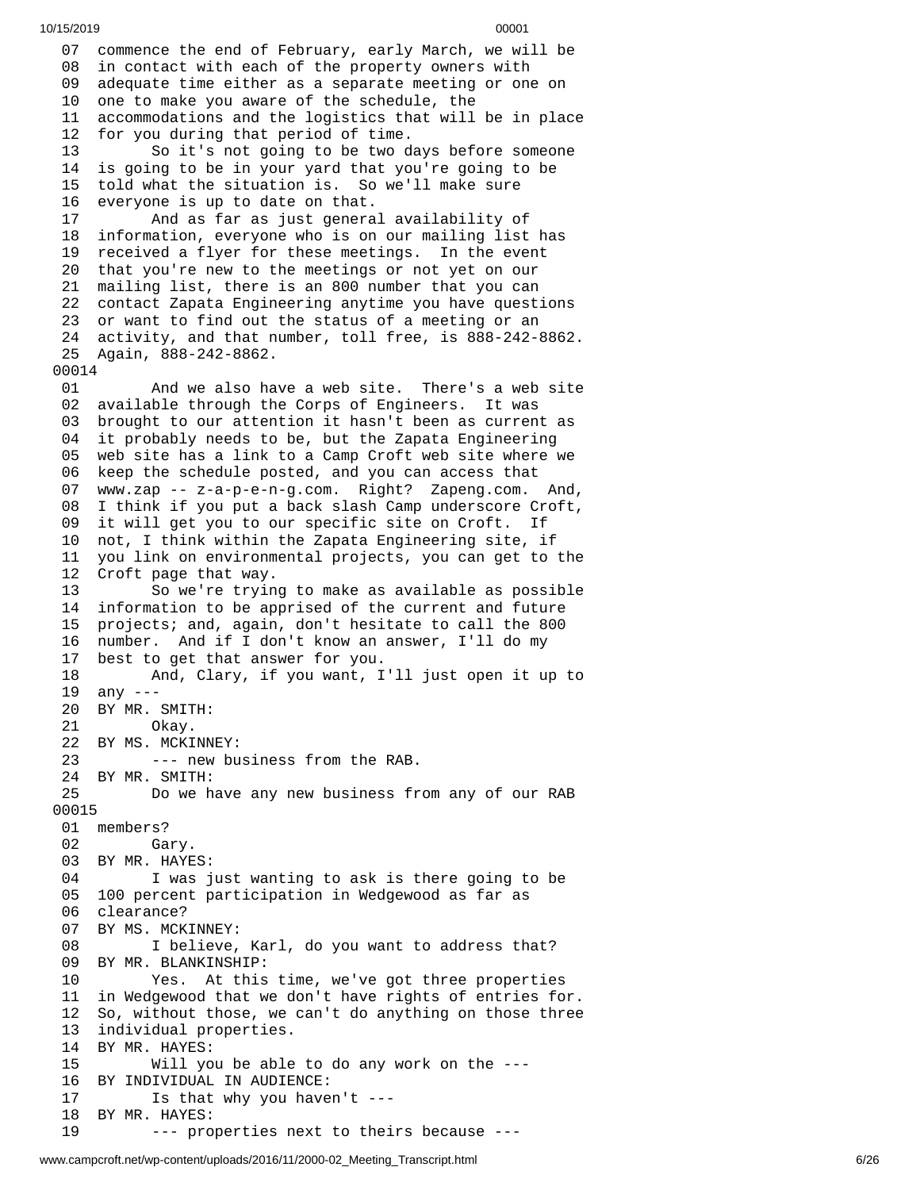07 commence the end of February, early March, we will be
08 in contact with each of the property owners with
09 adequate time either as a separate meeting or one on
10 one to make you aware of the schedule, the
11 accommodations and the logistics that will be in place
12 for you during that period of time.
13 So it's not going to be two days before someone
14 is going to be in your yard that you're going to be
15 told what the situation is. So we'll make sure
16 everyone is up to date on that.
17 And as far as just general availability of
18 information, everyone who is on our mailing list has
19 received a flyer for these meetings. In the event
20 that you're new to the meetings or not yet on our
21 mailing list, there is an 800 number that you can
22 contact Zapata Engineering anytime you have questions
23 or want to find out the status of a meeting or an
24 activity, and that number, toll free, is 888-242-8862.
25 Again, 888-242-8862.

00014

01 And we also have a web site. There's a web site
02 available through the Corps of Engineers. It was
03 brought to our attention it hasn't been as current as
04 it probably needs to be, but the Zapata Engineering
05 web site has a link to a Camp Croft web site where we
06 keep the schedule posted, and you can access that
07 www.zap -- z-a-p-e-n-g.com. Right? Zapeng.com. And,
08 I think if you put a back slash Camp underscore Croft,
09 it will get you to our specific site on Croft. If
10 not, I think within the Zapata Engineering site, if
11 you link on environmental projects, you can get to the
12 Croft page that way.
13 So we're trying to make as available as possible
14 information to be apprised of the current and future
15 projects; and, again, don't hesitate to call the 800
16 number. And if I don't know an answer, I'll do my
17 best to get that answer for you.
18 And, Clary, if you want, I'll just open it up to
19 any ---
20 BY MR. SMITH:
21 Okay.
22 BY MS. MCKINNEY:
23 --- new business from the RAB.
24 BY MR. SMITH:
25 Do we have any new business from any of our RAB

00015

01 members?
02 Gary.
03 BY MR. HAYES:
04 I was just wanting to ask is there going to be
05 100 percent participation in Wedgewood as far as
06 clearance?
07 BY MS. MCKINNEY:
08 I believe, Karl, do you want to address that?
09 BY MR. BLANKINSHIP:
10 Yes. At this time, we've got three properties
11 in Wedgewood that we don't have rights of entries for.
12 So, without those, we can't do anything on those three
13 individual properties.
14 BY MR. HAYES:
15 Will you be able to do any work on the ---
16 BY INDIVIDUAL IN AUDIENCE:
17 Is that why you haven't ---
18 BY MR. HAYES:
19 --- properties next to theirs because ---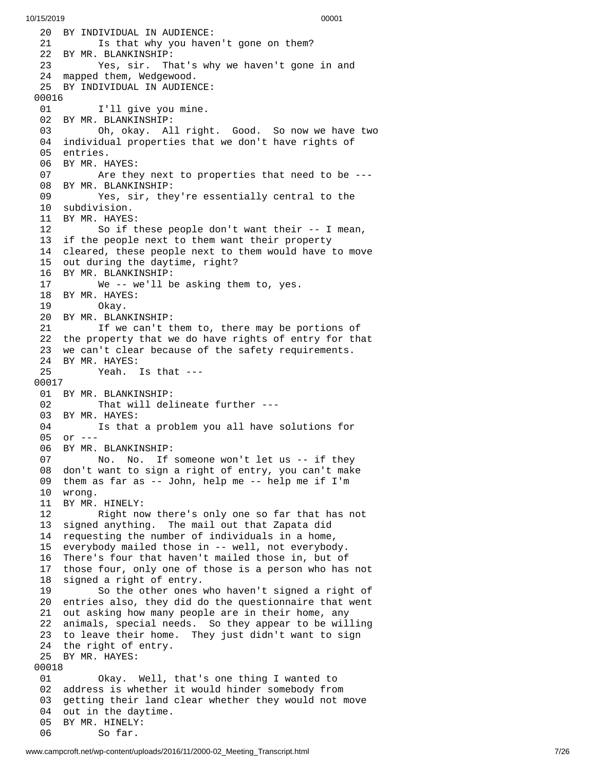```
 20  BY INDIVIDUAL IN AUDIENCE:
 21        Is that why you haven't gone on them?
 22  BY MR. BLANKINSHIP:
 23        Yes, sir.  That's why we haven't gone in and
 24  mapped them, Wedgewood.
 25  BY INDIVIDUAL IN AUDIENCE:
00016
 01        I'll give you mine.
 02  BY MR. BLANKINSHIP:
 03        Oh, okay.  All right.  Good.  So now we have two
 04  individual properties that we don't have rights of
 05  entries.
 06  BY MR. HAYES:
 07        Are they next to properties that need to be ---
 08  BY MR. BLANKINSHIP:
 09        Yes, sir, they're essentially central to the
 10  subdivision.
 11  BY MR. HAYES:
 12        So if these people don't want their -- I mean,
 13  if the people next to them want their property
 14  cleared, these people next to them would have to move
 15  out during the daytime, right?
 16  BY MR. BLANKINSHIP:
 17        We -- we'll be asking them to, yes.
 18  BY MR. HAYES:
 19        Okay.
 20  BY MR. BLANKINSHIP:
 21        If we can't them to, there may be portions of
 22  the property that we do have rights of entry for that
 23  we can't clear because of the safety requirements.
 24  BY MR. HAYES:
 25        Yeah.  Is that ---
00017
 01  BY MR. BLANKINSHIP:
 02        That will delineate further ---
 03  BY MR. HAYES:
 04        Is that a problem you all have solutions for
 05  or ---
 06  BY MR. BLANKINSHIP:
 07        No.  No.  If someone won't let us -- if they
 08  don't want to sign a right of entry, you can't make
 09  them as far as -- John, help me -- help me if I'm
 10  wrong.
 11  BY MR. HINELY:
 12        Right now there's only one so far that has not
 13  signed anything.  The mail out that Zapata did
 14  requesting the number of individuals in a home,
 15  everybody mailed those in -- well, not everybody.
 16  There's four that haven't mailed those in, but of
 17  those four, only one of those is a person who has not
 18  signed a right of entry.
 19        So the other ones who haven't signed a right of
 20  entries also, they did do the questionnaire that went
 21  out asking how many people are in their home, any
 22  animals, special needs.  So they appear to be willing
 23  to leave their home.  They just didn't want to sign
 24  the right of entry.
 25  BY MR. HAYES:
00018
 01        Okay.  Well, that's one thing I wanted to
 02  address is whether it would hinder somebody from
 03  getting their land clear whether they would not move
 04  out in the daytime.
 05  BY MR. HINELY:
 06        So far.
```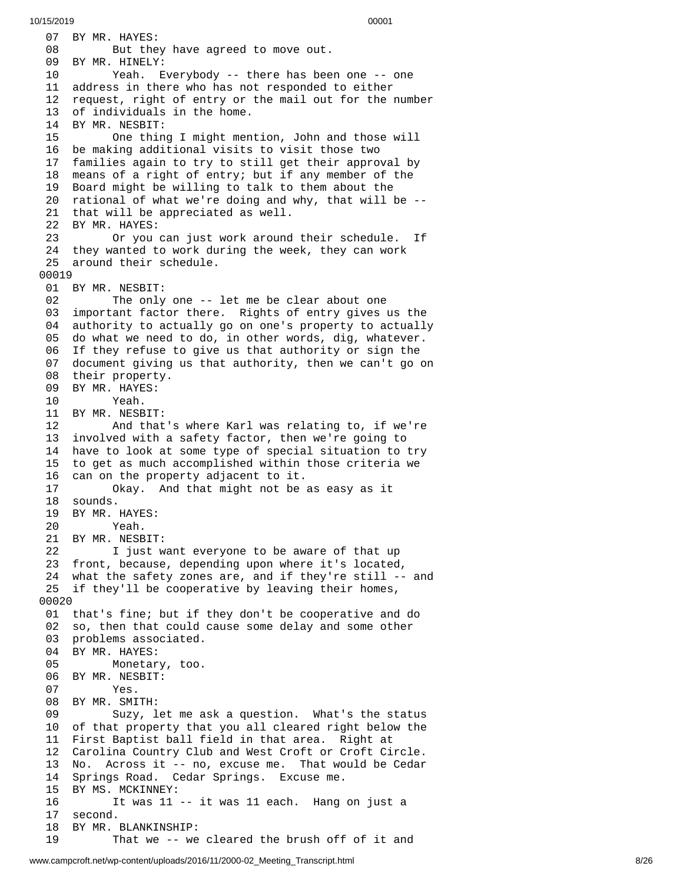```
 07  BY MR. HAYES:
 08        But they have agreed to move out.
 09  BY MR. HINELY:
 10        Yeah.  Everybody -- there has been one -- one
 11  address in there who has not responded to either
 12  request, right of entry or the mail out for the number
 13  of individuals in the home.
 14  BY MR. NESBIT:
 15        One thing I might mention, John and those will
 16  be making additional visits to visit those two
 17  families again to try to still get their approval by
 18  means of a right of entry; but if any member of the
 19  Board might be willing to talk to them about the
 20  rational of what we're doing and why, that will be --
 21  that will be appreciated as well.
 22  BY MR. HAYES:
 23        Or you can just work around their schedule.  If
 24  they wanted to work during the week, they can work
 25  around their schedule.
00019
 01  BY MR. NESBIT:
 02        The only one -- let me be clear about one
 03  important factor there.  Rights of entry gives us the
 04  authority to actually go on one's property to actually
 05  do what we need to do, in other words, dig, whatever.
 06  If they refuse to give us that authority or sign the
 07  document giving us that authority, then we can't go on
 08  their property.
 09  BY MR. HAYES:
 10        Yeah.
 11  BY MR. NESBIT:
 12        And that's where Karl was relating to, if we're
 13  involved with a safety factor, then we're going to
 14  have to look at some type of special situation to try
 15  to get as much accomplished within those criteria we
 16  can on the property adjacent to it.
 17        Okay.  And that might not be as easy as it
 18  sounds.
 19  BY MR. HAYES:
 20        Yeah.
 21  BY MR. NESBIT:
 22        I just want everyone to be aware of that up
 23  front, because, depending upon where it's located,
 24  what the safety zones are, and if they're still -- and
 25  if they'll be cooperative by leaving their homes,
00020
 01  that's fine; but if they don't be cooperative and do
 02  so, then that could cause some delay and some other
 03  problems associated.
 04  BY MR. HAYES:
 05        Monetary, too.
 06  BY MR. NESBIT:
 07        Yes.
 08  BY MR. SMITH:
 09        Suzy, let me ask a question.  What's the status
 10  of that property that you all cleared right below the
 11  First Baptist ball field in that area.  Right at
 12  Carolina Country Club and West Croft or Croft Circle.
 13  No.  Across it -- no, excuse me.  That would be Cedar
 14  Springs Road.  Cedar Springs.  Excuse me.
 15  BY MS. MCKINNEY:
 16        It was 11 -- it was 11 each.  Hang on just a
 17  second.
 18  BY MR. BLANKINSHIP:
 19        That we -- we cleared the brush off of it and
```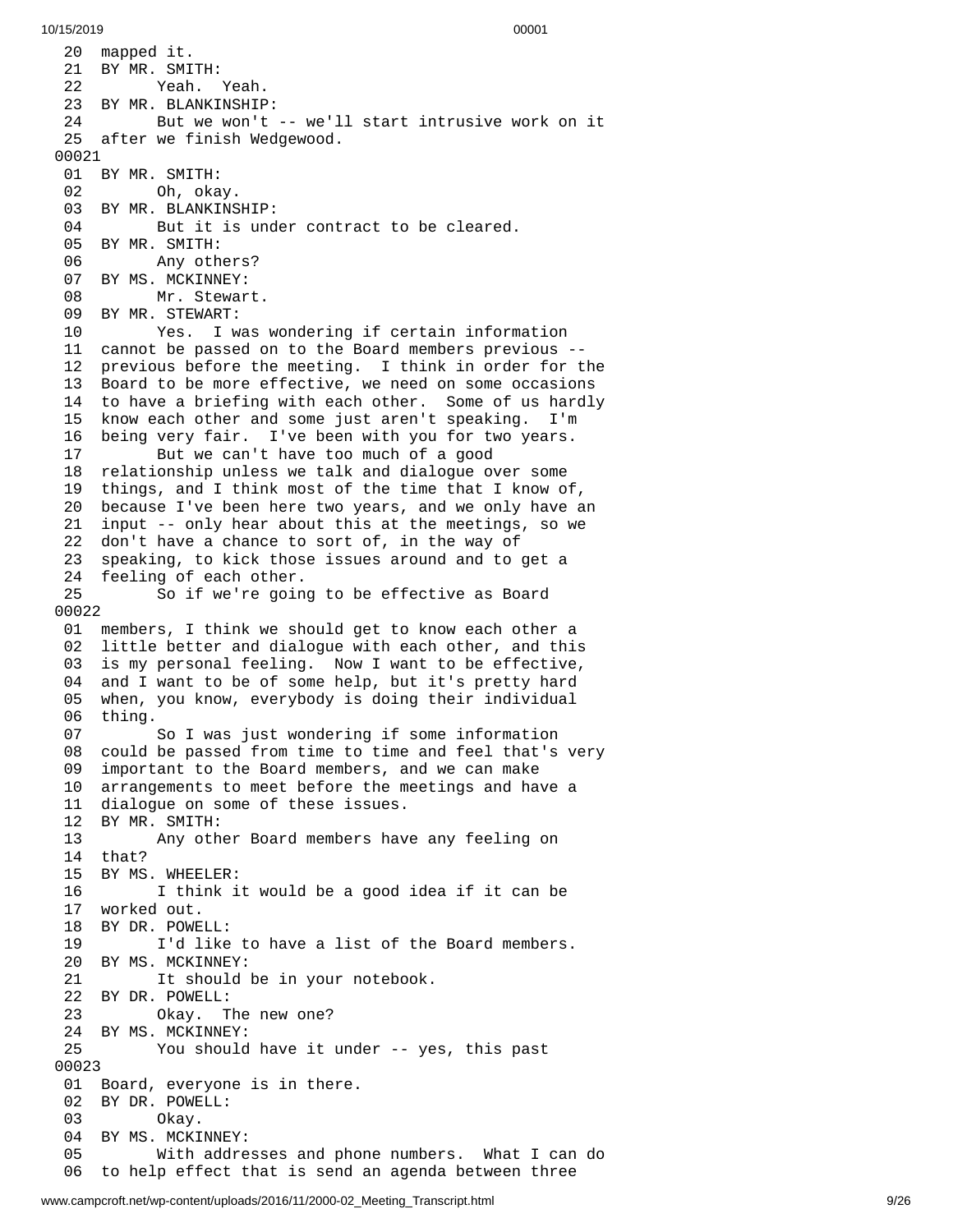20 mapped it.
21 BY MR. SMITH:
22 Yeah. Yeah.
23 BY MR. BLANKINSHIP:
24 But we won't -- we'll start intrusive work on it
25 after we finish Wedgewood.
00021
01 BY MR. SMITH:
02 Oh, okay.
03 BY MR. BLANKINSHIP:
04 But it is under contract to be cleared.
05 BY MR. SMITH:
06 Any others?
07 BY MS. MCKINNEY:
08 Mr. Stewart.
09 BY MR. STEWART:
10 Yes. I was wondering if certain information
11 cannot be passed on to the Board members previous --
12 previous before the meeting. I think in order for the
13 Board to be more effective, we need on some occasions
14 to have a briefing with each other. Some of us hardly
15 know each other and some just aren't speaking. I'm
16 being very fair. I've been with you for two years.
17 But we can't have too much of a good
18 relationship unless we talk and dialogue over some
19 things, and I think most of the time that I know of,
20 because I've been here two years, and we only have an
21 input -- only hear about this at the meetings, so we
22 don't have a chance to sort of, in the way of
23 speaking, to kick those issues around and to get a
24 feeling of each other.
25 So if we're going to be effective as Board
00022
01 members, I think we should get to know each other a
02 little better and dialogue with each other, and this
03 is my personal feeling. Now I want to be effective,
04 and I want to be of some help, but it's pretty hard
05 when, you know, everybody is doing their individual
06 thing.
07 So I was just wondering if some information
08 could be passed from time to time and feel that's very
09 important to the Board members, and we can make
10 arrangements to meet before the meetings and have a
11 dialogue on some of these issues.
12 BY MR. SMITH:
13 Any other Board members have any feeling on
14 that?
15 BY MS. WHEELER:
16 I think it would be a good idea if it can be
17 worked out.
18 BY DR. POWELL:
19 I'd like to have a list of the Board members.
20 BY MS. MCKINNEY:
21 It should be in your notebook.
22 BY DR. POWELL:
23 Okay. The new one?
24 BY MS. MCKINNEY:
25 You should have it under -- yes, this past
00023
01 Board, everyone is in there.
02 BY DR. POWELL:
03 Okay.
04 BY MS. MCKINNEY:
05 With addresses and phone numbers. What I can do
06 to help effect that is send an agenda between three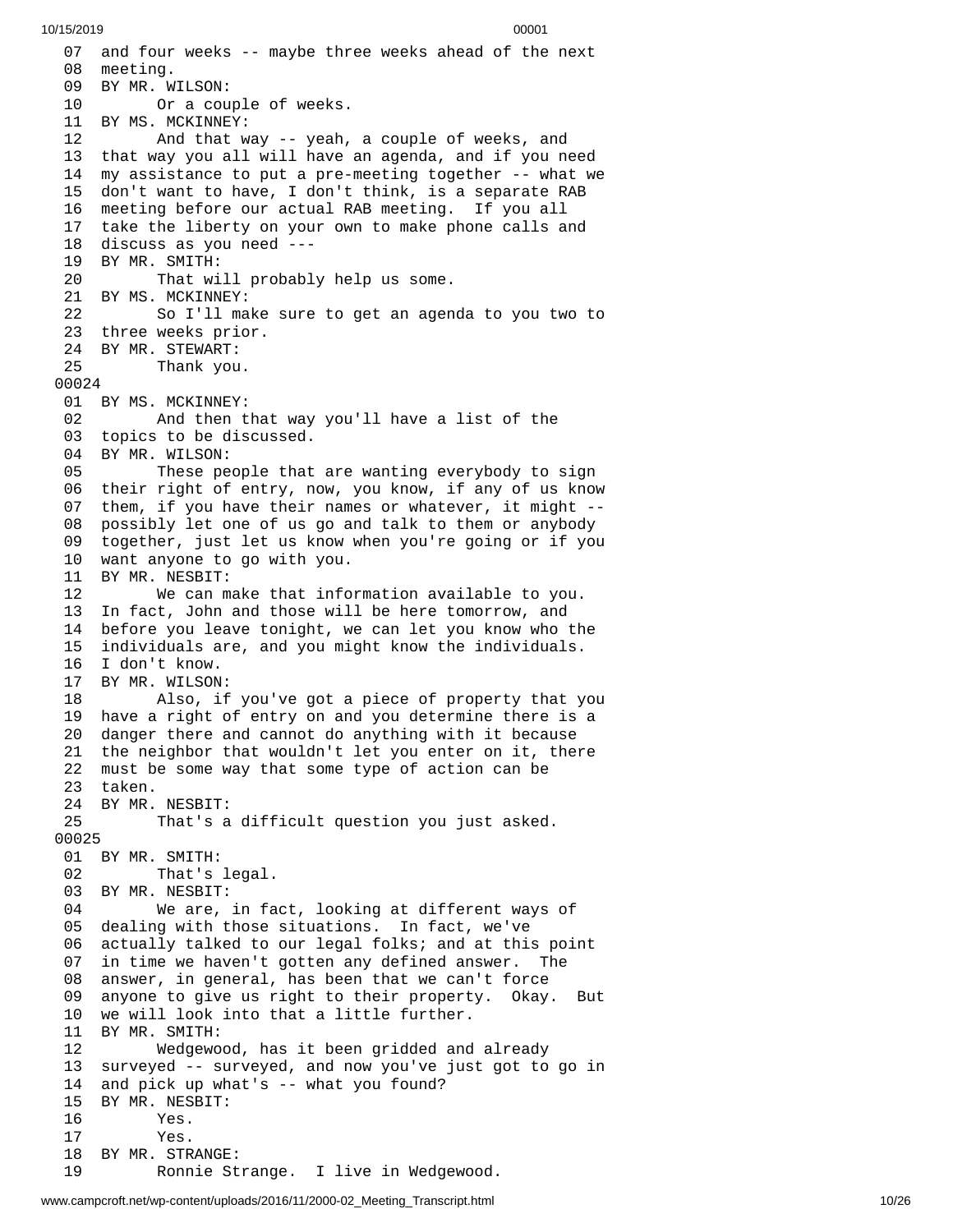```
07 and four weeks -- maybe three weeks ahead of the next
08 meeting.
09 BY MR. WILSON:
10       Or a couple of weeks.
11 BY MS. MCKINNEY:
12       And that way -- yeah, a couple of weeks, and
13 that way you all will have an agenda, and if you need
14 my assistance to put a pre-meeting together -- what we
15 don't want to have, I don't think, is a separate RAB
16 meeting before our actual RAB meeting.  If you all
17 take the liberty on your own to make phone calls and
18 discuss as you need ---
19 BY MR. SMITH:
20       That will probably help us some.
21 BY MS. MCKINNEY:
22       So I'll make sure to get an agenda to you two to
23 three weeks prior.
24 BY MR. STEWART:
25       Thank you.
00024
01 BY MS. MCKINNEY:
02       And then that way you'll have a list of the
03 topics to be discussed.
04 BY MR. WILSON:
05       These people that are wanting everybody to sign
06 their right of entry, now, you know, if any of us know
07 them, if you have their names or whatever, it might --
08 possibly let one of us go and talk to them or anybody
09 together, just let us know when you're going or if you
10 want anyone to go with you.
11 BY MR. NESBIT:
12       We can make that information available to you.
13 In fact, John and those will be here tomorrow, and
14 before you leave tonight, we can let you know who the
15 individuals are, and you might know the individuals.
16 I don't know.
17 BY MR. WILSON:
18       Also, if you've got a piece of property that you
19 have a right of entry on and you determine there is a
20 danger there and cannot do anything with it because
21 the neighbor that wouldn't let you enter on it, there
22 must be some way that some type of action can be
23 taken.
24 BY MR. NESBIT:
25       That's a difficult question you just asked.
00025
01 BY MR. SMITH:
02       That's legal.
03 BY MR. NESBIT:
04       We are, in fact, looking at different ways of
05 dealing with those situations.  In fact, we've
06 actually talked to our legal folks; and at this point
07 in time we haven't gotten any defined answer.  The
08 answer, in general, has been that we can't force
09 anyone to give us right to their property.  Okay.  But
10 we will look into that a little further.
11 BY MR. SMITH:
12       Wedgewood, has it been gridded and already
13 surveyed -- surveyed, and now you've just got to go in
14 and pick up what's -- what you found?
15 BY MR. NESBIT:
16       Yes.
17       Yes.
18 BY MR. STRANGE:
19       Ronnie Strange.  I live in Wedgewood.
```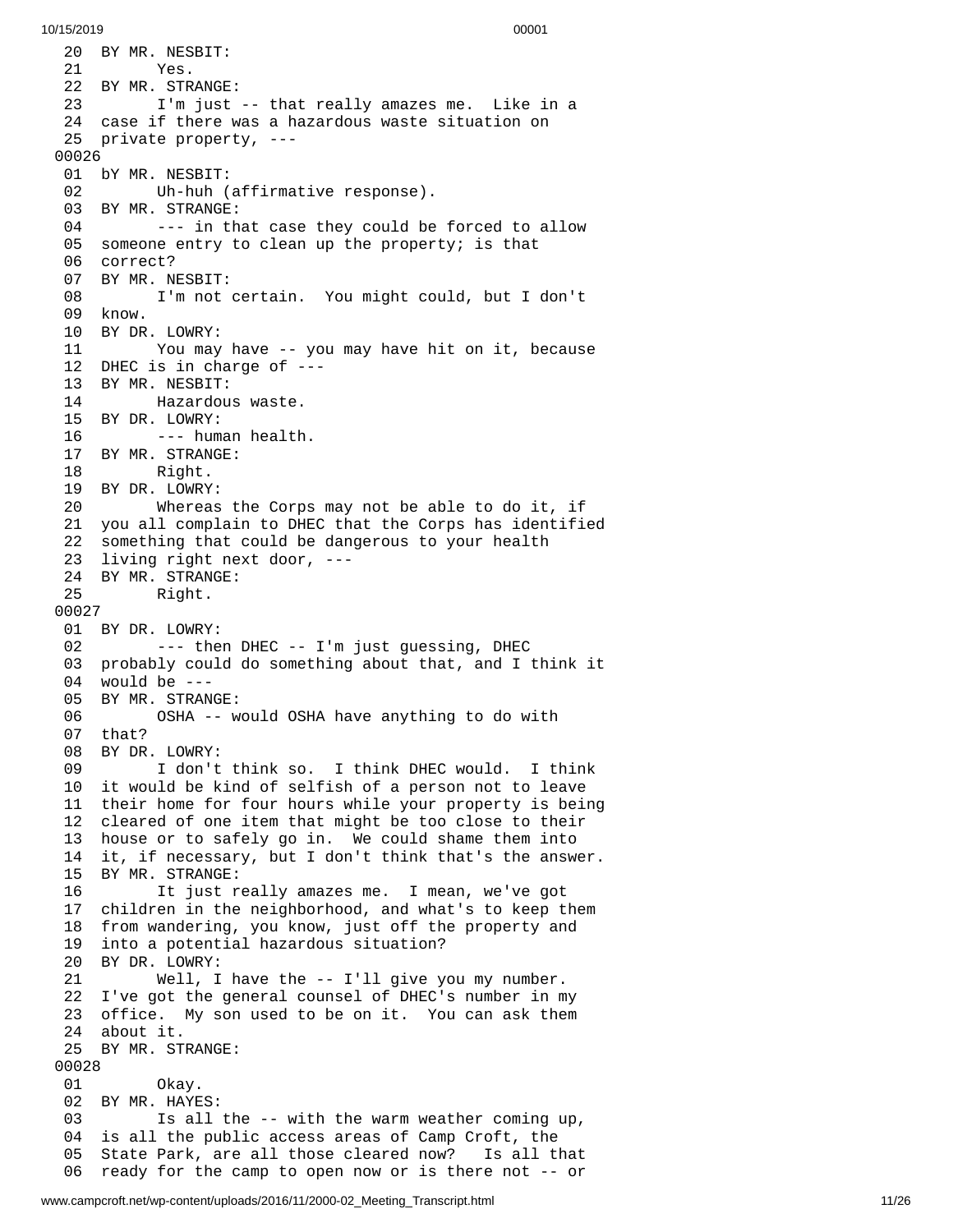```
 20  BY MR. NESBIT:
 21        Yes.
 22  BY MR. STRANGE:
 23        I'm just -- that really amazes me.  Like in a
 24  case if there was a hazardous waste situation on
 25  private property, ---
00026
 01  bY MR. NESBIT:
 02        Uh-huh (affirmative response).
 03  BY MR. STRANGE:
 04        --- in that case they could be forced to allow
 05  someone entry to clean up the property; is that
 06  correct?
 07  BY MR. NESBIT:
 08        I'm not certain.  You might could, but I don't
 09  know.
 10  BY DR. LOWRY:
 11        You may have -- you may have hit on it, because
 12  DHEC is in charge of ---
 13  BY MR. NESBIT:
 14        Hazardous waste.
 15  BY DR. LOWRY:
 16        --- human health.
 17  BY MR. STRANGE:
 18        Right.
 19  BY DR. LOWRY:
 20        Whereas the Corps may not be able to do it, if
 21  you all complain to DHEC that the Corps has identified
 22  something that could be dangerous to your health
 23  living right next door, ---
 24  BY MR. STRANGE:
 25        Right.
00027
 01  BY DR. LOWRY:
 02        --- then DHEC -- I'm just guessing, DHEC
 03  probably could do something about that, and I think it
 04  would be ---
 05  BY MR. STRANGE:
 06        OSHA -- would OSHA have anything to do with
 07  that?
 08  BY DR. LOWRY:
 09        I don't think so.  I think DHEC would.  I think
 10  it would be kind of selfish of a person not to leave
 11  their home for four hours while your property is being
 12  cleared of one item that might be too close to their
 13  house or to safely go in.  We could shame them into
 14  it, if necessary, but I don't think that's the answer.
 15  BY MR. STRANGE:
 16        It just really amazes me.  I mean, we've got
 17  children in the neighborhood, and what's to keep them
 18  from wandering, you know, just off the property and
 19  into a potential hazardous situation?
 20  BY DR. LOWRY:
 21        Well, I have the -- I'll give you my number.
 22  I've got the general counsel of DHEC's number in my
 23  office.  My son used to be on it.  You can ask them
 24  about it.
 25  BY MR. STRANGE:
00028
 01        Okay.
 02  BY MR. HAYES:
 03        Is all the -- with the warm weather coming up,
 04  is all the public access areas of Camp Croft, the
 05  State Park, are all those cleared now?  Is all that
 06  ready for the camp to open now or is there not -- or
```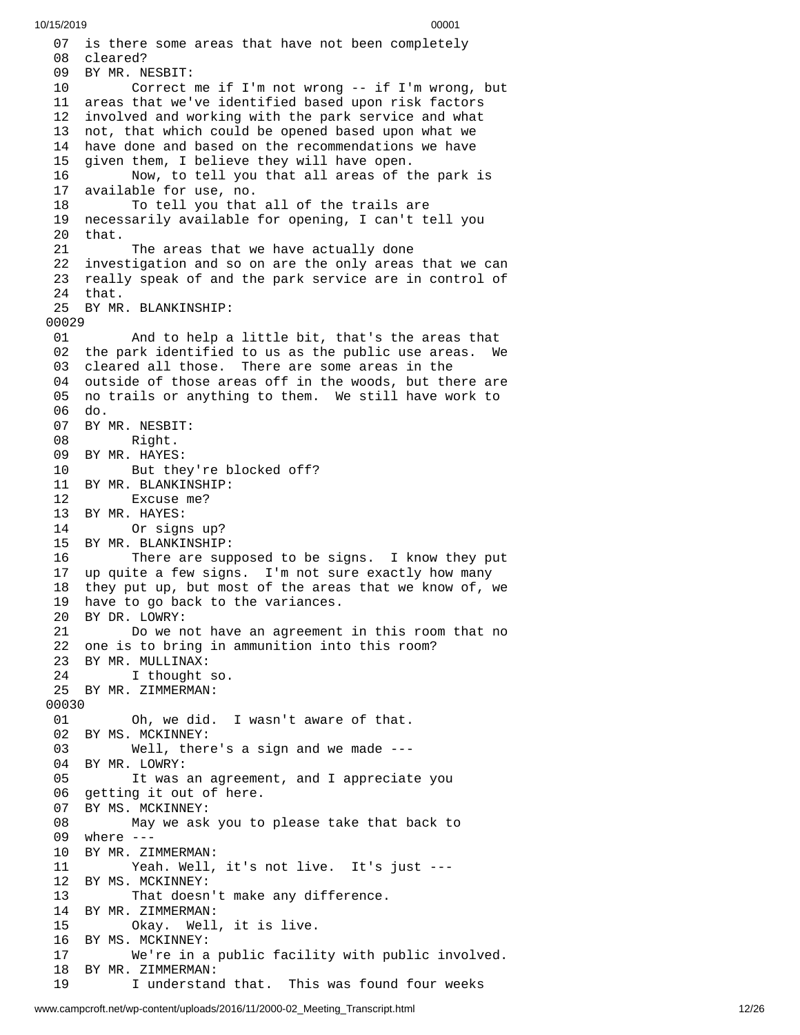07 is there some areas that have not been completely
08 cleared?
09 BY MR. NESBIT:
10 Correct me if I'm not wrong -- if I'm wrong, but
11 areas that we've identified based upon risk factors
12 involved and working with the park service and what
13 not, that which could be opened based upon what we
14 have done and based on the recommendations we have
15 given them, I believe they will have open.
16 Now, to tell you that all areas of the park is
17 available for use, no.
18 To tell you that all of the trails are
19 necessarily available for opening, I can't tell you
20 that.
21 The areas that we have actually done
22 investigation and so on are the only areas that we can
23 really speak of and the park service are in control of
24 that.
25 BY MR. BLANKINSHIP:

00029

01 And to help a little bit, that's the areas that
02 the park identified to us as the public use areas. We
03 cleared all those. There are some areas in the
04 outside of those areas off in the woods, but there are
05 no trails or anything to them. We still have work to
06 do.
07 BY MR. NESBIT:
08 Right.
09 BY MR. HAYES:
10 But they're blocked off?
11 BY MR. BLANKINSHIP:
12 Excuse me?
13 BY MR. HAYES:
14 Or signs up?
15 BY MR. BLANKINSHIP:
16 There are supposed to be signs. I know they put
17 up quite a few signs. I'm not sure exactly how many
18 they put up, but most of the areas that we know of, we
19 have to go back to the variances.
20 BY DR. LOWRY:
21 Do we not have an agreement in this room that no
22 one is to bring in ammunition into this room?
23 BY MR. MULLINAX:
24 I thought so.
25 BY MR. ZIMMERMAN:

00030

01 Oh, we did. I wasn't aware of that.
02 BY MS. MCKINNEY:
03 Well, there's a sign and we made ---
04 BY MR. LOWRY:
05 It was an agreement, and I appreciate you
06 getting it out of here.
07 BY MS. MCKINNEY:
08 May we ask you to please take that back to
09 where ---
10 BY MR. ZIMMERMAN:
11 Yeah. Well, it's not live. It's just ---
12 BY MS. MCKINNEY:
13 That doesn't make any difference.
14 BY MR. ZIMMERMAN:
15 Okay. Well, it is live.
16 BY MS. MCKINNEY:
17 We're in a public facility with public involved.
18 BY MR. ZIMMERMAN:
19 I understand that. This was found four weeks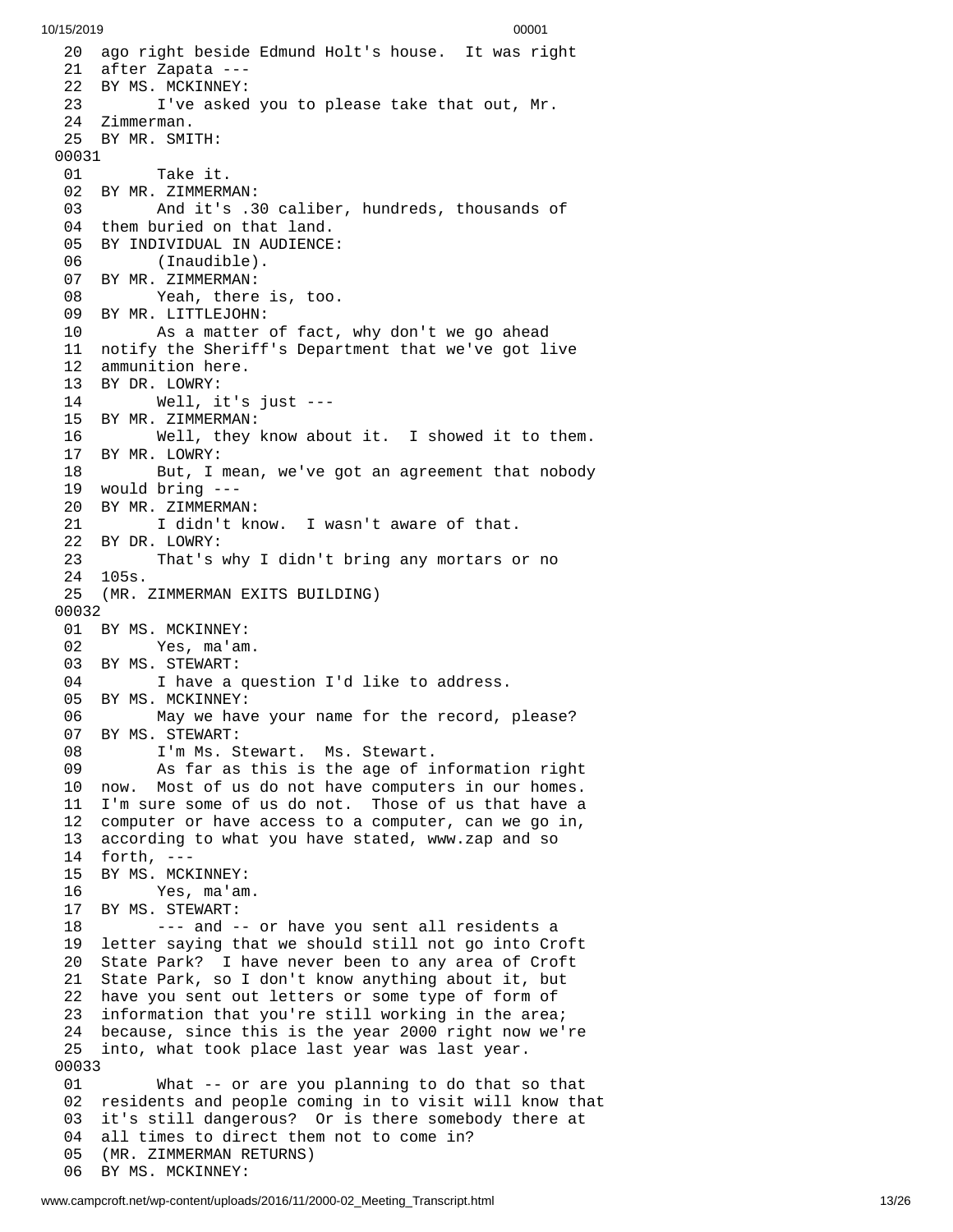```
 20  ago right beside Edmund Holt's house.  It was right
 21  after Zapata ---
 22  BY MS. MCKINNEY:
 23        I've asked you to please take that out, Mr.
 24  Zimmerman.
 25  BY MR. SMITH:
00031
 01        Take it.
 02  BY MR. ZIMMERMAN:
 03        And it's .30 caliber, hundreds, thousands of
 04  them buried on that land.
 05  BY INDIVIDUAL IN AUDIENCE:
 06        (Inaudible).
 07  BY MR. ZIMMERMAN:
 08        Yeah, there is, too.
 09  BY MR. LITTLEJOHN:
 10        As a matter of fact, why don't we go ahead
 11  notify the Sheriff's Department that we've got live
 12  ammunition here.
 13  BY DR. LOWRY:
 14        Well, it's just ---
 15  BY MR. ZIMMERMAN:
 16        Well, they know about it.  I showed it to them.
 17  BY MR. LOWRY:
 18        But, I mean, we've got an agreement that nobody
 19  would bring ---
 20  BY MR. ZIMMERMAN:
 21        I didn't know.  I wasn't aware of that.
 22  BY DR. LOWRY:
 23        That's why I didn't bring any mortars or no
 24  105s.
 25  (MR. ZIMMERMAN EXITS BUILDING)
00032
 01  BY MS. MCKINNEY:
 02        Yes, ma'am.
 03  BY MS. STEWART:
 04        I have a question I'd like to address.
 05  BY MS. MCKINNEY:
 06        May we have your name for the record, please?
 07  BY MS. STEWART:
 08        I'm Ms. Stewart.  Ms. Stewart.
 09        As far as this is the age of information right
 10  now.  Most of us do not have computers in our homes.
 11  I'm sure some of us do not.  Those of us that have a
 12  computer or have access to a computer, can we go in,
 13  according to what you have stated, www.zap and so
 14  forth, ---
 15  BY MS. MCKINNEY:
 16        Yes, ma'am.
 17  BY MS. STEWART:
 18        --- and -- or have you sent all residents a
 19  letter saying that we should still not go into Croft
 20  State Park?  I have never been to any area of Croft
 21  State Park, so I don't know anything about it, but
 22  have you sent out letters or some type of form of
 23  information that you're still working in the area;
 24  because, since this is the year 2000 right now we're
 25  into, what took place last year was last year.
00033
 01        What -- or are you planning to do that so that
 02  residents and people coming in to visit will know that
 03  it's still dangerous?  Or is there somebody there at
 04  all times to direct them not to come in?
 05  (MR. ZIMMERMAN RETURNS)
 06  BY MS. MCKINNEY:
```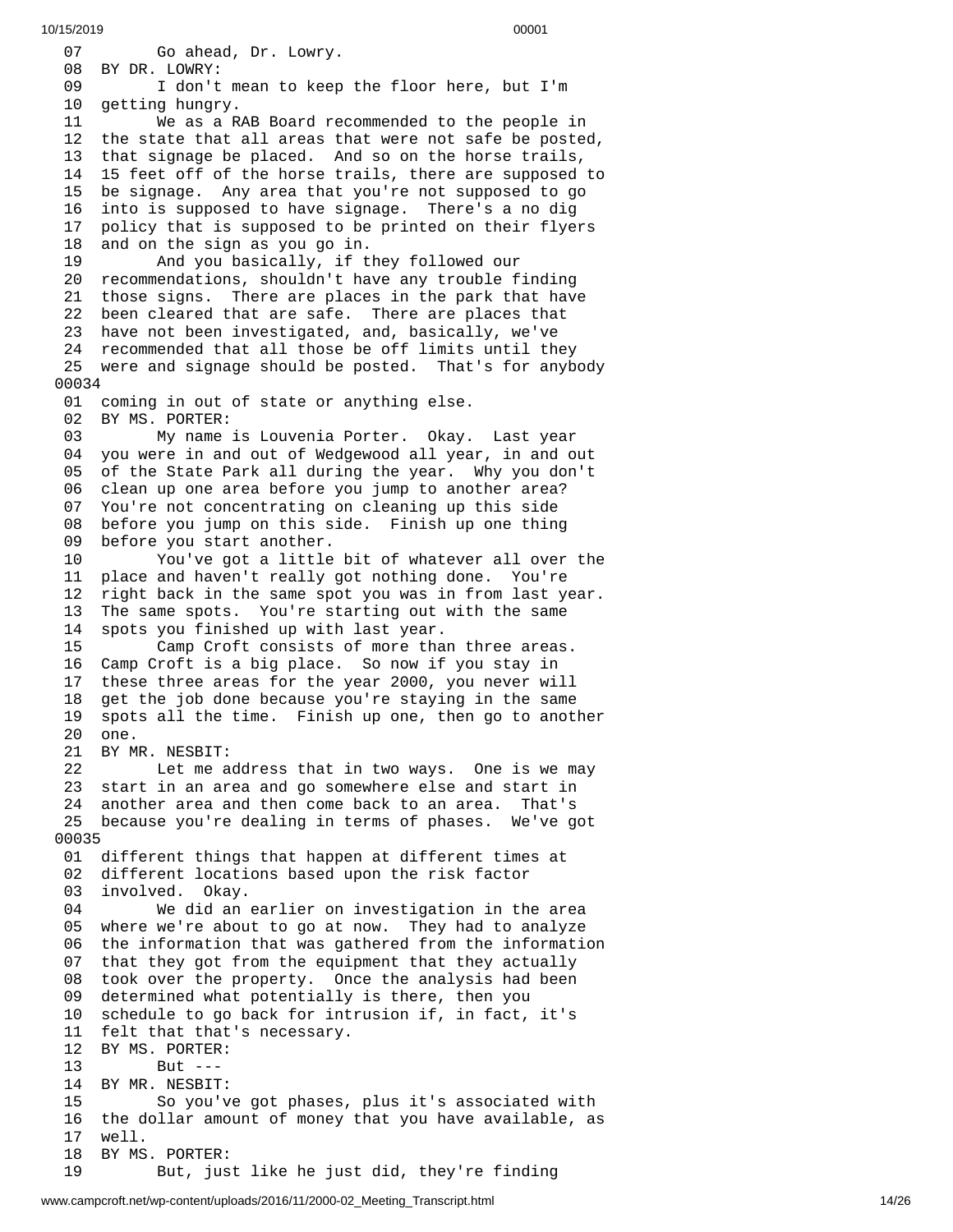07 Go ahead, Dr. Lowry.
08 BY DR. LOWRY:
09 I don't mean to keep the floor here, but I'm
10 getting hungry.
11 We as a RAB Board recommended to the people in
12 the state that all areas that were not safe be posted,
13 that signage be placed. And so on the horse trails,
14 15 feet off of the horse trails, there are supposed to
15 be signage. Any area that you're not supposed to go
16 into is supposed to have signage. There's a no dig
17 policy that is supposed to be printed on their flyers
18 and on the sign as you go in.
19 And you basically, if they followed our
20 recommendations, shouldn't have any trouble finding
21 those signs. There are places in the park that have
22 been cleared that are safe. There are places that
23 have not been investigated, and, basically, we've
24 recommended that all those be off limits until they
25 were and signage should be posted. That's for anybody
00034
01 coming in out of state or anything else.
02 BY MS. PORTER:
03 My name is Louvenia Porter. Okay. Last year
04 you were in and out of Wedgewood all year, in and out
05 of the State Park all during the year. Why you don't
06 clean up one area before you jump to another area?
07 You're not concentrating on cleaning up this side
08 before you jump on this side. Finish up one thing
09 before you start another.
10 You've got a little bit of whatever all over the
11 place and haven't really got nothing done. You're
12 right back in the same spot you was in from last year.
13 The same spots. You're starting out with the same
14 spots you finished up with last year.
15 Camp Croft consists of more than three areas.
16 Camp Croft is a big place. So now if you stay in
17 these three areas for the year 2000, you never will
18 get the job done because you're staying in the same
19 spots all the time. Finish up one, then go to another
20 one.
21 BY MR. NESBIT:
22 Let me address that in two ways. One is we may
23 start in an area and go somewhere else and start in
24 another area and then come back to an area. That's
25 because you're dealing in terms of phases. We've got
00035
01 different things that happen at different times at
02 different locations based upon the risk factor
03 involved. Okay.
04 We did an earlier on investigation in the area
05 where we're about to go at now. They had to analyze
06 the information that was gathered from the information
07 that they got from the equipment that they actually
08 took over the property. Once the analysis had been
09 determined what potentially is there, then you
10 schedule to go back for intrusion if, in fact, it's
11 felt that that's necessary.
12 BY MS. PORTER:
13 But ---
14 BY MR. NESBIT:
15 So you've got phases, plus it's associated with
16 the dollar amount of money that you have available, as
17 well.
18 BY MS. PORTER:
19 But, just like he just did, they're finding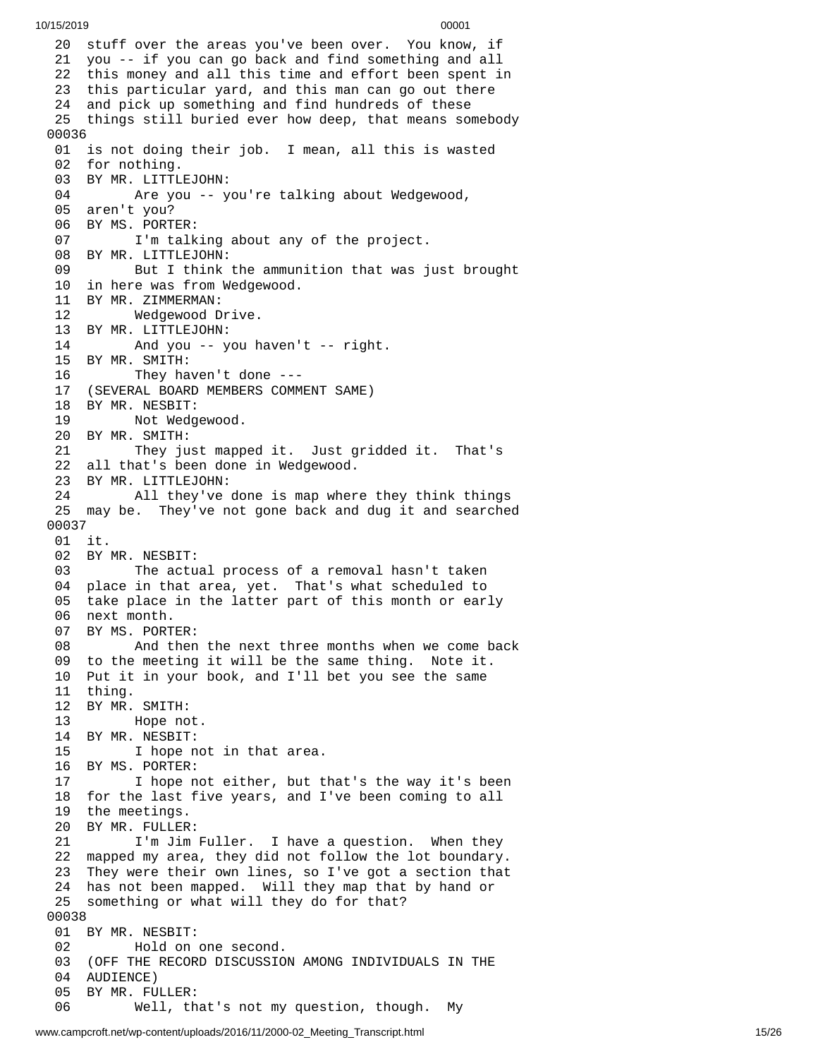20 stuff over the areas you've been over. You know, if
21 you -- if you can go back and find something and all
22 this money and all this time and effort been spent in
23 this particular yard, and this man can go out there
24 and pick up something and find hundreds of these
25 things still buried ever how deep, that means somebody
00036
01 is not doing their job. I mean, all this is wasted
02 for nothing.
03 BY MR. LITTLEJOHN:
04 Are you -- you're talking about Wedgewood,
05 aren't you?
06 BY MS. PORTER:
07 I'm talking about any of the project.
08 BY MR. LITTLEJOHN:
09 But I think the ammunition that was just brought
10 in here was from Wedgewood.
11 BY MR. ZIMMERMAN:
12 Wedgewood Drive.
13 BY MR. LITTLEJOHN:
14 And you -- you haven't -- right.
15 BY MR. SMITH:
16 They haven't done ---
17 (SEVERAL BOARD MEMBERS COMMENT SAME)
18 BY MR. NESBIT:
19 Not Wedgewood.
20 BY MR. SMITH:
21 They just mapped it. Just gridded it. That's
22 all that's been done in Wedgewood.
23 BY MR. LITTLEJOHN:
24 All they've done is map where they think things
25 may be. They've not gone back and dug it and searched
00037
01 it.
02 BY MR. NESBIT:
03 The actual process of a removal hasn't taken
04 place in that area, yet. That's what scheduled to
05 take place in the latter part of this month or early
06 next month.
07 BY MS. PORTER:
08 And then the next three months when we come back
09 to the meeting it will be the same thing. Note it.
10 Put it in your book, and I'll bet you see the same
11 thing.
12 BY MR. SMITH:
13 Hope not.
14 BY MR. NESBIT:
15 I hope not in that area.
16 BY MS. PORTER:
17 I hope not either, but that's the way it's been
18 for the last five years, and I've been coming to all
19 the meetings.
20 BY MR. FULLER:
21 I'm Jim Fuller. I have a question. When they
22 mapped my area, they did not follow the lot boundary.
23 They were their own lines, so I've got a section that
24 has not been mapped. Will they map that by hand or
25 something or what will they do for that?
00038
01 BY MR. NESBIT:
02 Hold on one second.
03 (OFF THE RECORD DISCUSSION AMONG INDIVIDUALS IN THE
04 AUDIENCE)
05 BY MR. FULLER:
06 Well, that's not my question, though. My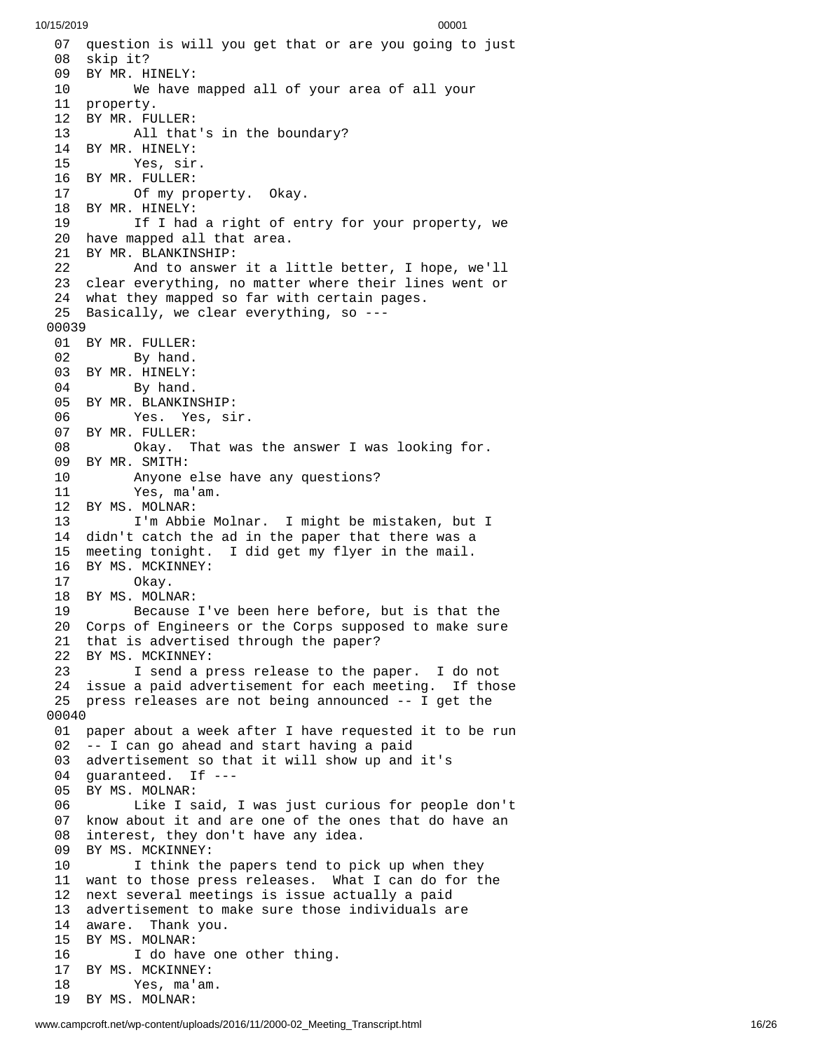```
07  question is will you get that or are you going to just
08  skip it?
09  BY MR. HINELY:
10        We have mapped all of your area of all your
11  property.
12  BY MR. FULLER:
13        All that's in the boundary?
14  BY MR. HINELY:
15        Yes, sir.
16  BY MR. FULLER:
17        Of my property.  Okay.
18  BY MR. HINELY:
19        If I had a right of entry for your property, we
20  have mapped all that area.
21  BY MR. BLANKINSHIP:
22        And to answer it a little better, I hope, we'll
23  clear everything, no matter where their lines went or
24  what they mapped so far with certain pages.
25  Basically, we clear everything, so ---
00039
01  BY MR. FULLER:
02        By hand.
03  BY MR. HINELY:
04        By hand.
05  BY MR. BLANKINSHIP:
06        Yes.  Yes, sir.
07  BY MR. FULLER:
08        Okay.  That was the answer I was looking for.
09  BY MR. SMITH:
10        Anyone else have any questions?
11        Yes, ma'am.
12  BY MS. MOLNAR:
13        I'm Abbie Molnar.  I might be mistaken, but I
14  didn't catch the ad in the paper that there was a
15  meeting tonight.  I did get my flyer in the mail.
16  BY MS. MCKINNEY:
17        Okay.
18  BY MS. MOLNAR:
19        Because I've been here before, but is that the
20  Corps of Engineers or the Corps supposed to make sure
21  that is advertised through the paper?
22  BY MS. MCKINNEY:
23        I send a press release to the paper.  I do not
24  issue a paid advertisement for each meeting.  If those
25  press releases are not being announced -- I get the
00040
01  paper about a week after I have requested it to be run
02  -- I can go ahead and start having a paid
03  advertisement so that it will show up and it's
04  guaranteed.  If ---
05  BY MS. MOLNAR:
06        Like I said, I was just curious for people don't
07  know about it and are one of the ones that do have an
08  interest, they don't have any idea.
09  BY MS. MCKINNEY:
10        I think the papers tend to pick up when they
11  want to those press releases.  What I can do for the
12  next several meetings is issue actually a paid
13  advertisement to make sure those individuals are
14  aware.  Thank you.
15  BY MS. MOLNAR:
16        I do have one other thing.
17  BY MS. MCKINNEY:
18        Yes, ma'am.
19  BY MS. MOLNAR:
```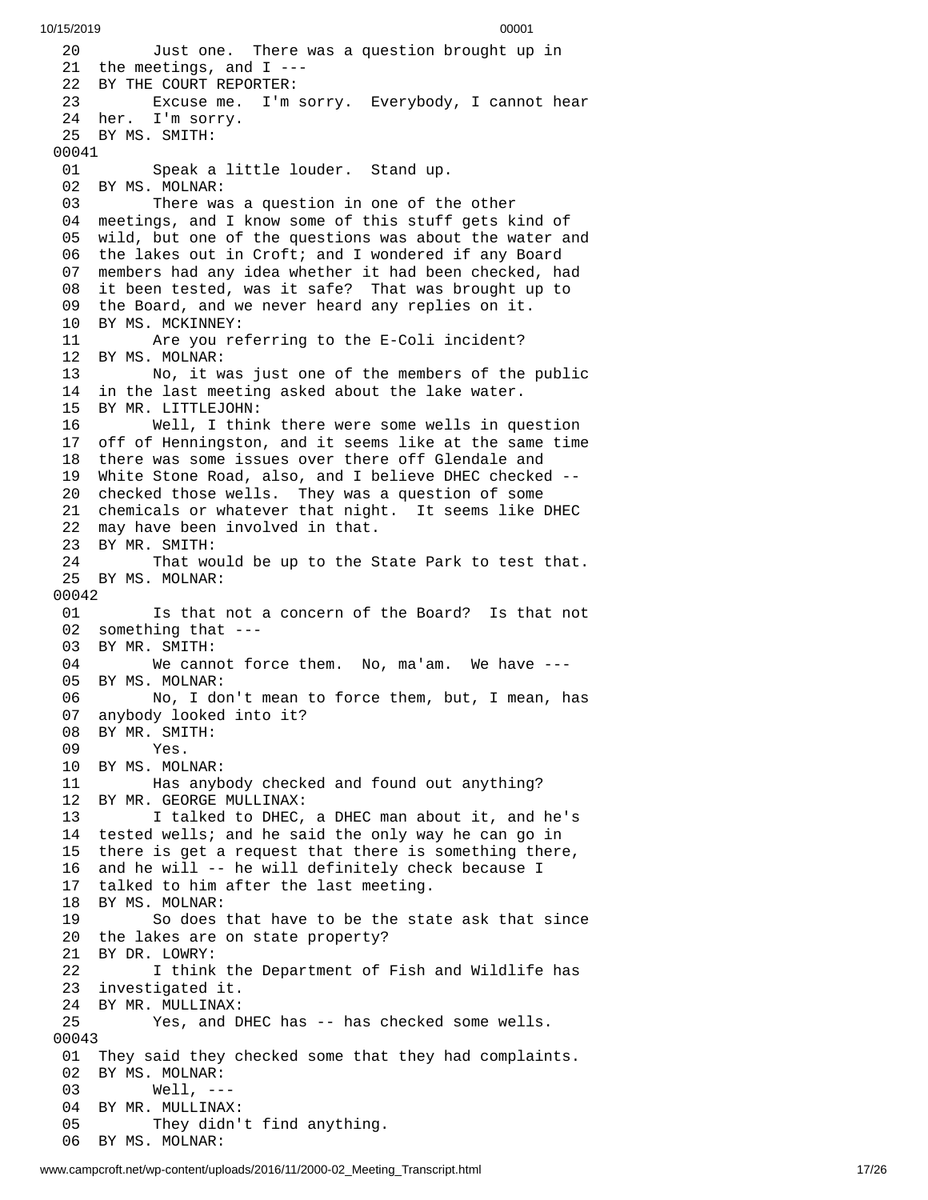```
 20         Just one.  There was a question brought up in
 21  the meetings, and I ---
 22  BY THE COURT REPORTER:
 23         Excuse me.  I'm sorry.  Everybody, I cannot hear
 24  her.  I'm sorry.
 25  BY MS. SMITH:
00041
 01         Speak a little louder.  Stand up.
 02  BY MS. MOLNAR:
 03         There was a question in one of the other
 04  meetings, and I know some of this stuff gets kind of
 05  wild, but one of the questions was about the water and
 06  the lakes out in Croft; and I wondered if any Board
 07  members had any idea whether it had been checked, had
 08  it been tested, was it safe?  That was brought up to
 09  the Board, and we never heard any replies on it.
 10  BY MS. MCKINNEY:
 11         Are you referring to the E-Coli incident?
 12  BY MS. MOLNAR:
 13         No, it was just one of the members of the public
 14  in the last meeting asked about the lake water.
 15  BY MR. LITTLEJOHN:
 16         Well, I think there were some wells in question
 17  off of Henningston, and it seems like at the same time
 18  there was some issues over there off Glendale and
 19  White Stone Road, also, and I believe DHEC checked --
 20  checked those wells.  They was a question of some
 21  chemicals or whatever that night.  It seems like DHEC
 22  may have been involved in that.
 23  BY MR. SMITH:
 24         That would be up to the State Park to test that.
 25  BY MS. MOLNAR:
00042
 01         Is that not a concern of the Board?  Is that not
 02  something that ---
 03  BY MR. SMITH:
 04         We cannot force them.  No, ma'am.  We have ---
 05  BY MS. MOLNAR:
 06         No, I don't mean to force them, but, I mean, has
 07  anybody looked into it?
 08  BY MR. SMITH:
 09         Yes.
 10  BY MS. MOLNAR:
 11         Has anybody checked and found out anything?
 12  BY MR. GEORGE MULLINAX:
 13         I talked to DHEC, a DHEC man about it, and he's
 14  tested wells; and he said the only way he can go in
 15  there is get a request that there is something there,
 16  and he will -- he will definitely check because I
 17  talked to him after the last meeting.
 18  BY MS. MOLNAR:
 19         So does that have to be the state ask that since
 20  the lakes are on state property?
 21  BY DR. LOWRY:
 22         I think the Department of Fish and Wildlife has
 23  investigated it.
 24  BY MR. MULLINAX:
 25         Yes, and DHEC has -- has checked some wells.
00043
 01  They said they checked some that they had complaints.
 02  BY MS. MOLNAR:
 03         Well, ---
 04  BY MR. MULLINAX:
 05         They didn't find anything.
 06  BY MS. MOLNAR:
```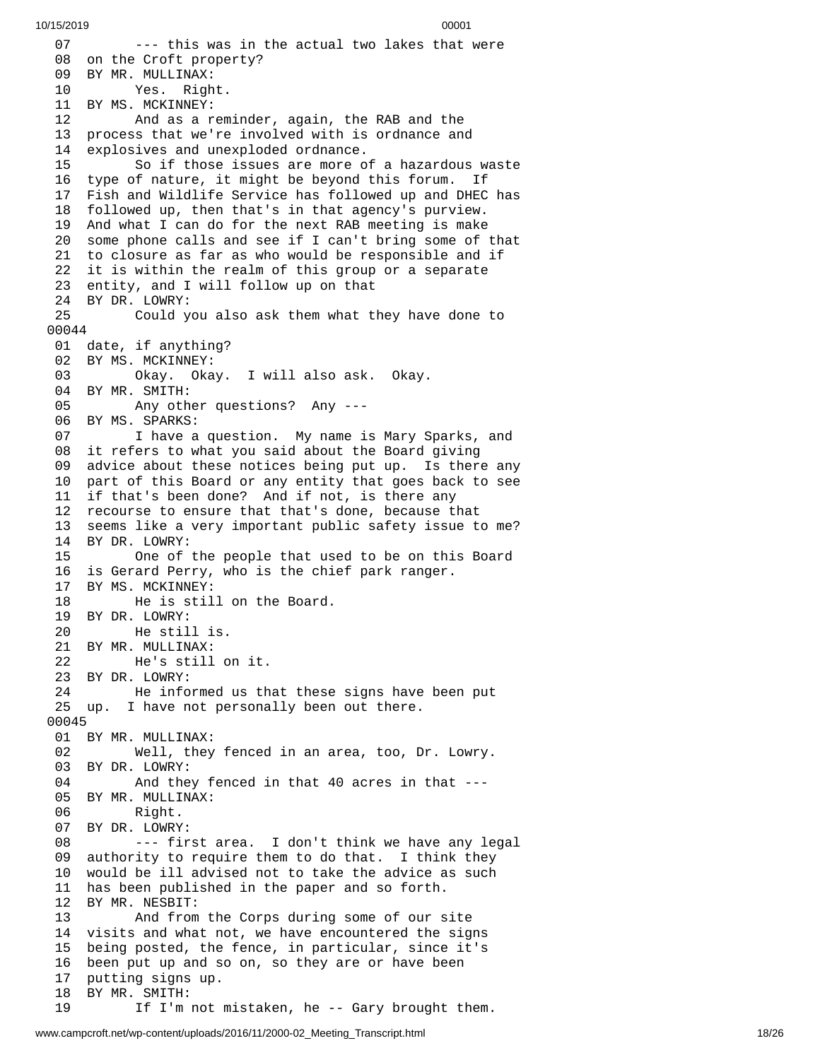```
 07         --- this was in the actual two lakes that were
 08  on the Croft property?
 09  BY MR. MULLINAX:
 10         Yes.  Right.
 11  BY MS. MCKINNEY:
 12         And as a reminder, again, the RAB and the
 13  process that we're involved with is ordnance and
 14  explosives and unexploded ordnance.
 15         So if those issues are more of a hazardous waste
 16  type of nature, it might be beyond this forum.  If
 17  Fish and Wildlife Service has followed up and DHEC has
 18  followed up, then that's in that agency's purview.
 19  And what I can do for the next RAB meeting is make
 20  some phone calls and see if I can't bring some of that
 21  to closure as far as who would be responsible and if
 22  it is within the realm of this group or a separate
 23  entity, and I will follow up on that
 24  BY DR. LOWRY:
 25         Could you also ask them what they have done to
00044
 01  date, if anything?
 02  BY MS. MCKINNEY:
 03         Okay.  Okay.  I will also ask.  Okay.
 04  BY MR. SMITH:
 05         Any other questions?  Any ---
 06  BY MS. SPARKS:
 07         I have a question.  My name is Mary Sparks, and
 08  it refers to what you said about the Board giving
 09  advice about these notices being put up.  Is there any
 10  part of this Board or any entity that goes back to see
 11  if that's been done?  And if not, is there any
 12  recourse to ensure that that's done, because that
 13  seems like a very important public safety issue to me?
 14  BY DR. LOWRY:
 15         One of the people that used to be on this Board
 16  is Gerard Perry, who is the chief park ranger.
 17  BY MS. MCKINNEY:
 18         He is still on the Board.
 19  BY DR. LOWRY:
 20         He still is.
 21  BY MR. MULLINAX:
 22         He's still on it.
 23  BY DR. LOWRY:
 24         He informed us that these signs have been put
 25  up.  I have not personally been out there.
00045
 01  BY MR. MULLINAX:
 02         Well, they fenced in an area, too, Dr. Lowry.
 03  BY DR. LOWRY:
 04         And they fenced in that 40 acres in that ---
 05  BY MR. MULLINAX:
 06         Right.
 07  BY DR. LOWRY:
 08         --- first area.  I don't think we have any legal
 09  authority to require them to do that.  I think they
 10  would be ill advised not to take the advice as such
 11  has been published in the paper and so forth.
 12  BY MR. NESBIT:
 13         And from the Corps during some of our site
 14  visits and what not, we have encountered the signs
 15  being posted, the fence, in particular, since it's
 16  been put up and so on, so they are or have been
 17  putting signs up.
 18  BY MR. SMITH:
 19         If I'm not mistaken, he -- Gary brought them.
```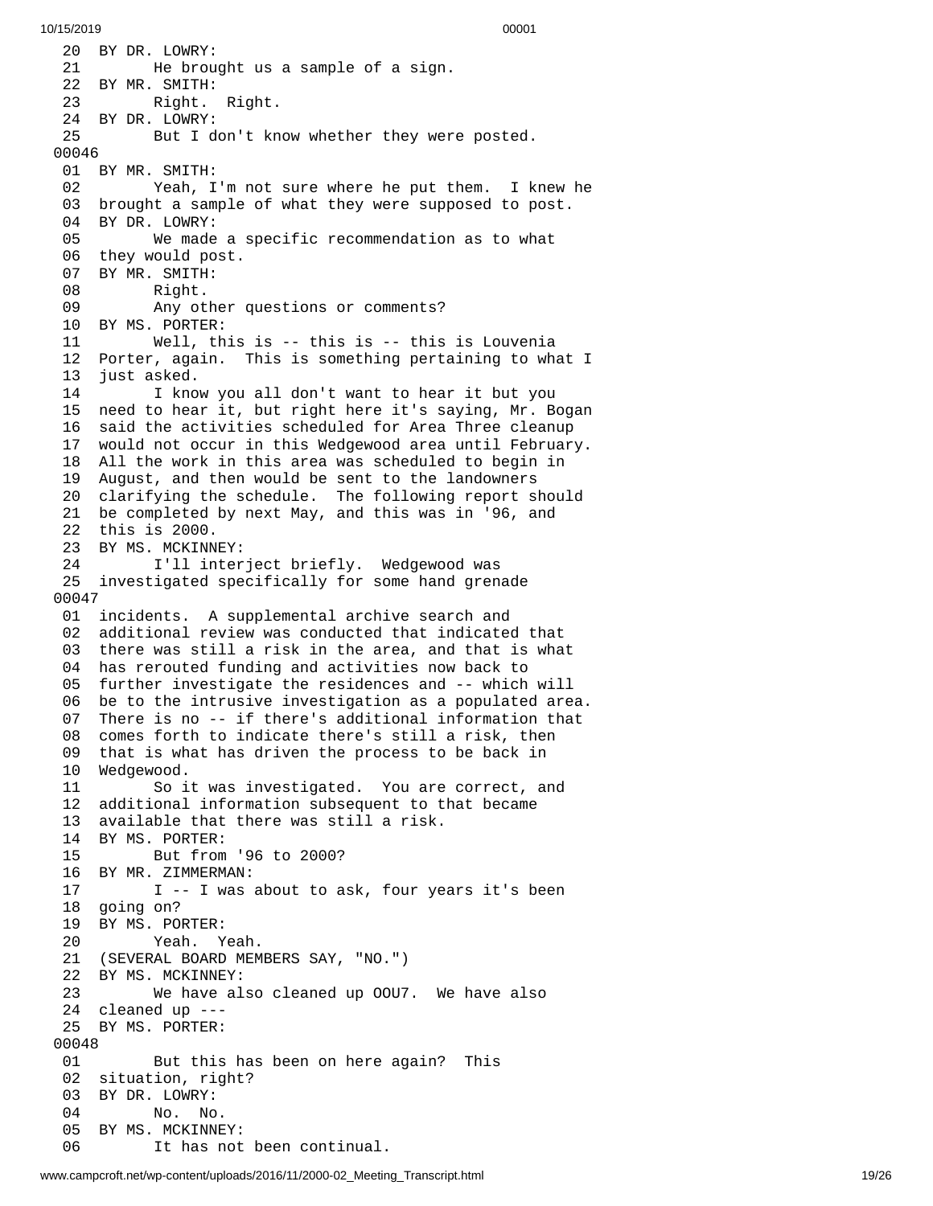```
 20  BY DR. LOWRY:
 21        He brought us a sample of a sign.
 22  BY MR. SMITH:
 23        Right.  Right.
 24  BY DR. LOWRY:
 25        But I don't know whether they were posted.
00046
 01  BY MR. SMITH:
 02        Yeah, I'm not sure where he put them.  I knew he
 03  brought a sample of what they were supposed to post.
 04  BY DR. LOWRY:
 05        We made a specific recommendation as to what
 06  they would post.
 07  BY MR. SMITH:
 08        Right.
 09        Any other questions or comments?
 10  BY MS. PORTER:
 11        Well, this is -- this is -- this is Louvenia
 12  Porter, again.  This is something pertaining to what I
 13  just asked.
 14        I know you all don't want to hear it but you
 15  need to hear it, but right here it's saying, Mr. Bogan
 16  said the activities scheduled for Area Three cleanup
 17  would not occur in this Wedgewood area until February.
 18  All the work in this area was scheduled to begin in
 19  August, and then would be sent to the landowners
 20  clarifying the schedule.  The following report should
 21  be completed by next May, and this was in '96, and
 22  this is 2000.
 23  BY MS. MCKINNEY:
 24        I'll interject briefly.  Wedgewood was
 25  investigated specifically for some hand grenade
00047
 01  incidents.  A supplemental archive search and
 02  additional review was conducted that indicated that
 03  there was still a risk in the area, and that is what
 04  has rerouted funding and activities now back to
 05  further investigate the residences and -- which will
 06  be to the intrusive investigation as a populated area.
 07  There is no -- if there's additional information that
 08  comes forth to indicate there's still a risk, then
 09  that is what has driven the process to be back in
 10  Wedgewood.
 11        So it was investigated.  You are correct, and
 12  additional information subsequent to that became
 13  available that there was still a risk.
 14  BY MS. PORTER:
 15        But from '96 to 2000?
 16  BY MR. ZIMMERMAN:
 17        I -- I was about to ask, four years it's been
 18  going on?
 19  BY MS. PORTER:
 20        Yeah.  Yeah.
 21  (SEVERAL BOARD MEMBERS SAY, "NO.")
 22  BY MS. MCKINNEY:
 23        We have also cleaned up OOU7.  We have also
 24  cleaned up ---
 25  BY MS. PORTER:
00048
 01        But this has been on here again?  This
 02  situation, right?
 03  BY DR. LOWRY:
 04        No.  No.
 05  BY MS. MCKINNEY:
 06        It has not been continual.
```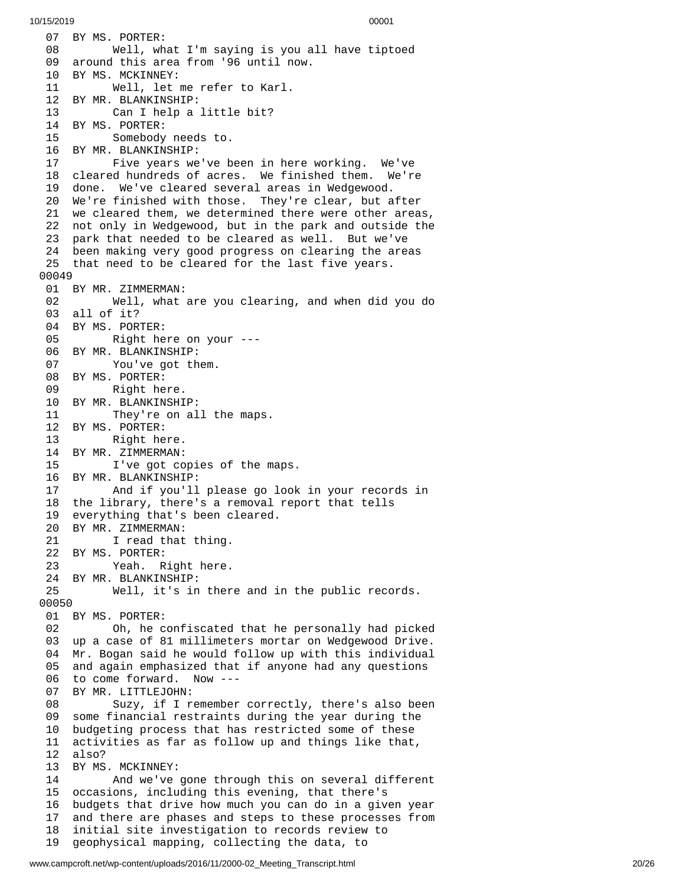07 BY MS. PORTER:
08 Well, what I'm saying is you all have tiptoed
09 around this area from '96 until now.
10 BY MS. MCKINNEY:
11 Well, let me refer to Karl.
12 BY MR. BLANKINSHIP:
13 Can I help a little bit?
14 BY MS. PORTER:
15 Somebody needs to.
16 BY MR. BLANKINSHIP:
17 Five years we've been in here working. We've
18 cleared hundreds of acres. We finished them. We're
19 done. We've cleared several areas in Wedgewood.
20 We're finished with those. They're clear, but after
21 we cleared them, we determined there were other areas,
22 not only in Wedgewood, but in the park and outside the
23 park that needed to be cleared as well. But we've
24 been making very good progress on clearing the areas
25 that need to be cleared for the last five years.

00049

01 BY MR. ZIMMERMAN:
02 Well, what are you clearing, and when did you do
03 all of it?
04 BY MS. PORTER:
05 Right here on your ---
06 BY MR. BLANKINSHIP:
07 You've got them.
08 BY MS. PORTER:
09 Right here.
10 BY MR. BLANKINSHIP:
11 They're on all the maps.
12 BY MS. PORTER:
13 Right here.
14 BY MR. ZIMMERMAN:
15 I've got copies of the maps.
16 BY MR. BLANKINSHIP:
17 And if you'll please go look in your records in
18 the library, there's a removal report that tells
19 everything that's been cleared.
20 BY MR. ZIMMERMAN:
21 I read that thing.
22 BY MS. PORTER:
23 Yeah. Right here.
24 BY MR. BLANKINSHIP:
25 Well, it's in there and in the public records.

00050

01 BY MS. PORTER:
02 Oh, he confiscated that he personally had picked
03 up a case of 81 millimeters mortar on Wedgewood Drive.
04 Mr. Bogan said he would follow up with this individual
05 and again emphasized that if anyone had any questions
06 to come forward. Now ---
07 BY MR. LITTLEJOHN:
08 Suzy, if I remember correctly, there's also been
09 some financial restraints during the year during the
10 budgeting process that has restricted some of these
11 activities as far as follow up and things like that,
12 also?
13 BY MS. MCKINNEY:
14 And we've gone through this on several different
15 occasions, including this evening, that there's
16 budgets that drive how much you can do in a given year
17 and there are phases and steps to these processes from
18 initial site investigation to records review to
19 geophysical mapping, collecting the data, to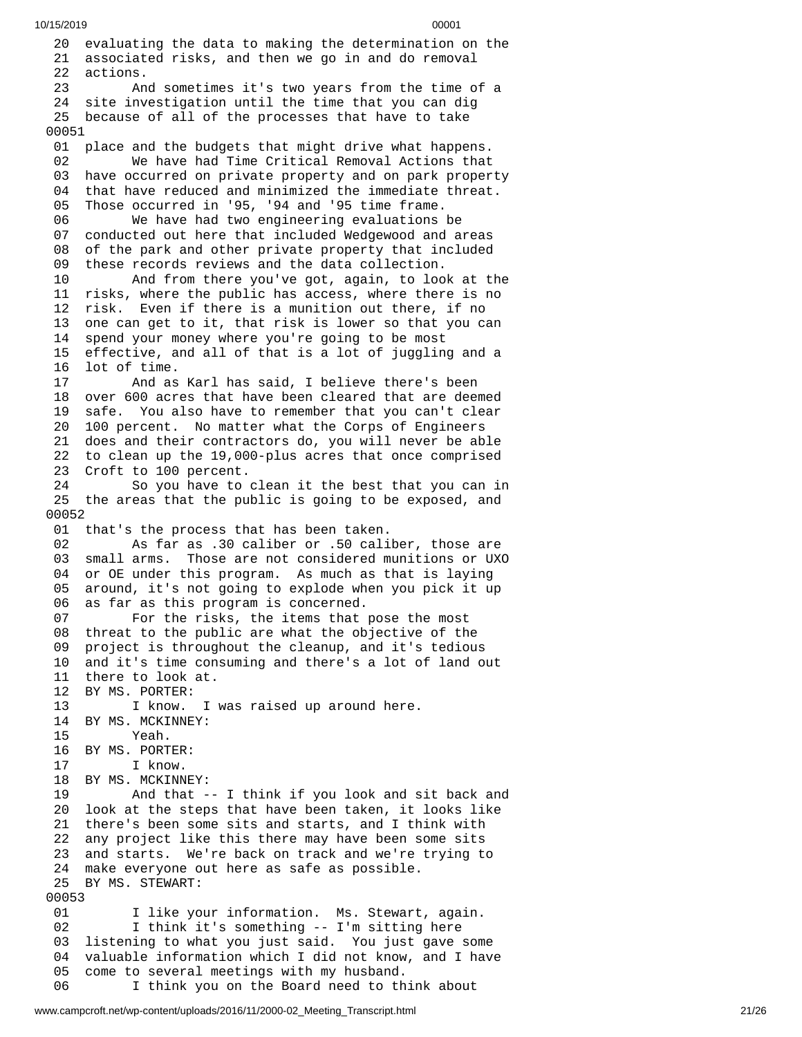```
 20  evaluating the data to making the determination on the
 21  associated risks, and then we go in and do removal
 22  actions.
 23        And sometimes it's two years from the time of a
 24  site investigation until the time that you can dig
 25  because of all of the processes that have to take
00051
 01  place and the budgets that might drive what happens.
 02        We have had Time Critical Removal Actions that
 03  have occurred on private property and on park property
 04  that have reduced and minimized the immediate threat.
 05  Those occurred in '95, '94 and '95 time frame.
 06        We have had two engineering evaluations be
 07  conducted out here that included Wedgewood and areas
 08  of the park and other private property that included
 09  these records reviews and the data collection.
 10        And from there you've got, again, to look at the
 11  risks, where the public has access, where there is no
 12  risk.  Even if there is a munition out there, if no
 13  one can get to it, that risk is lower so that you can
 14  spend your money where you're going to be most
 15  effective, and all of that is a lot of juggling and a
 16  lot of time.
 17        And as Karl has said, I believe there's been
 18  over 600 acres that have been cleared that are deemed
 19  safe.  You also have to remember that you can't clear
 20  100 percent.  No matter what the Corps of Engineers
 21  does and their contractors do, you will never be able
 22  to clean up the 19,000-plus acres that once comprised
 23  Croft to 100 percent.
 24        So you have to clean it the best that you can in
 25  the areas that the public is going to be exposed, and
00052
 01  that's the process that has been taken.
 02        As far as .30 caliber or .50 caliber, those are
 03  small arms.  Those are not considered munitions or UXO
 04  or OE under this program.  As much as that is laying
 05  around, it's not going to explode when you pick it up
 06  as far as this program is concerned.
 07        For the risks, the items that pose the most
 08  threat to the public are what the objective of the
 09  project is throughout the cleanup, and it's tedious
 10  and it's time consuming and there's a lot of land out
 11  there to look at.
 12  BY MS. PORTER:
 13        I know.  I was raised up around here.
 14  BY MS. MCKINNEY:
 15        Yeah.
 16  BY MS. PORTER:
 17        I know.
 18  BY MS. MCKINNEY:
 19        And that -- I think if you look and sit back and
 20  look at the steps that have been taken, it looks like
 21  there's been some sits and starts, and I think with
 22  any project like this there may have been some sits
 23  and starts.  We're back on track and we're trying to
 24  make everyone out here as safe as possible.
 25  BY MS. STEWART:
00053
 01        I like your information.  Ms. Stewart, again.
 02        I think it's something -- I'm sitting here
 03  listening to what you just said.  You just gave some
 04  valuable information which I did not know, and I have
 05  come to several meetings with my husband.
 06        I think you on the Board need to think about
```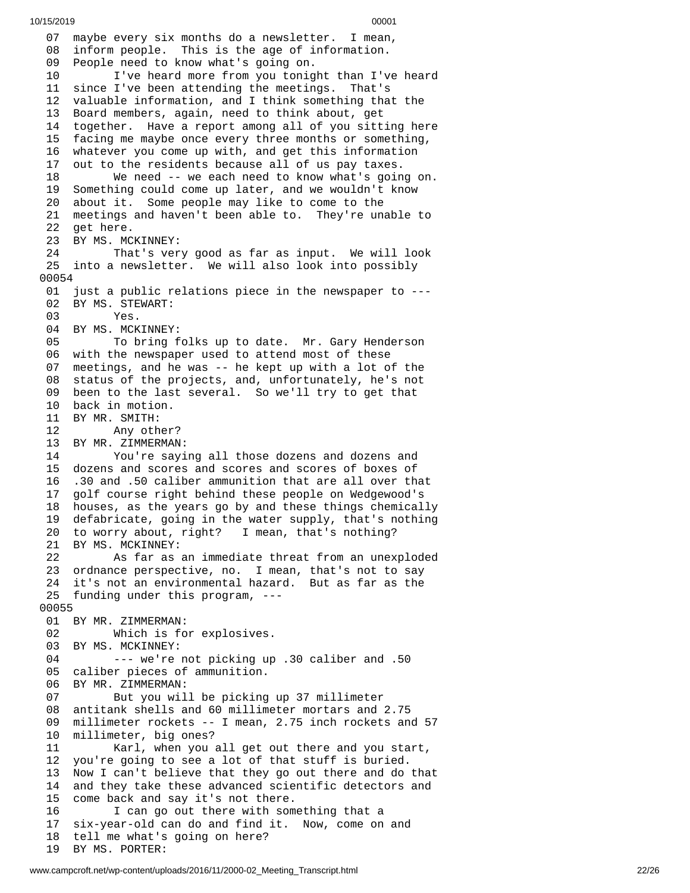07 maybe every six months do a newsletter. I mean,
08 inform people. This is the age of information.
09 People need to know what's going on.
10 I've heard more from you tonight than I've heard
11 since I've been attending the meetings. That's
12 valuable information, and I think something that the
13 Board members, again, need to think about, get
14 together. Have a report among all of you sitting here
15 facing me maybe once every three months or something,
16 whatever you come up with, and get this information
17 out to the residents because all of us pay taxes.
18 We need -- we each need to know what's going on.
19 Something could come up later, and we wouldn't know
20 about it. Some people may like to come to the
21 meetings and haven't been able to. They're unable to
22 get here.
23 BY MS. MCKINNEY:
24 That's very good as far as input. We will look
25 into a newsletter. We will also look into possibly
00054
01 just a public relations piece in the newspaper to ---
02 BY MS. STEWART:
03 Yes.
04 BY MS. MCKINNEY:
05 To bring folks up to date. Mr. Gary Henderson
06 with the newspaper used to attend most of these
07 meetings, and he was -- he kept up with a lot of the
08 status of the projects, and, unfortunately, he's not
09 been to the last several. So we'll try to get that
10 back in motion.
11 BY MR. SMITH:
12 Any other?
13 BY MR. ZIMMERMAN:
14 You're saying all those dozens and dozens and
15 dozens and scores and scores and scores of boxes of
16 .30 and .50 caliber ammunition that are all over that
17 golf course right behind these people on Wedgewood's
18 houses, as the years go by and these things chemically
19 defabricate, going in the water supply, that's nothing
20 to worry about, right? I mean, that's nothing?
21 BY MS. MCKINNEY:
22 As far as an immediate threat from an unexploded
23 ordnance perspective, no. I mean, that's not to say
24 it's not an environmental hazard. But as far as the
25 funding under this program, ---
00055
01 BY MR. ZIMMERMAN:
02 Which is for explosives.
03 BY MS. MCKINNEY:
04 --- we're not picking up .30 caliber and .50
05 caliber pieces of ammunition.
06 BY MR. ZIMMERMAN:
07 But you will be picking up 37 millimeter
08 antitank shells and 60 millimeter mortars and 2.75
09 millimeter rockets -- I mean, 2.75 inch rockets and 57
10 millimeter, big ones?
11 Karl, when you all get out there and you start,
12 you're going to see a lot of that stuff is buried.
13 Now I can't believe that they go out there and do that
14 and they take these advanced scientific detectors and
15 come back and say it's not there.
16 I can go out there with something that a
17 six-year-old can do and find it. Now, come on and
18 tell me what's going on here?
19 BY MS. PORTER: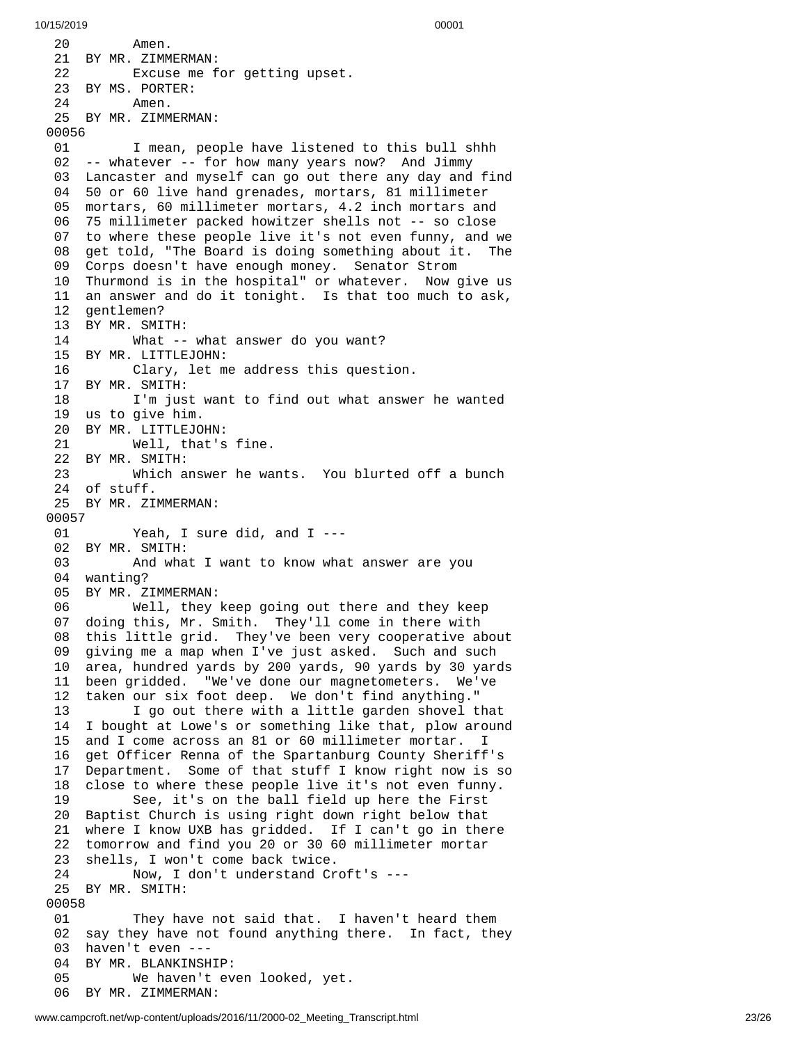20 Amen.
21 BY MR. ZIMMERMAN:
22 Excuse me for getting upset.
23 BY MS. PORTER:
24 Amen.
25 BY MR. ZIMMERMAN:
00056
01 I mean, people have listened to this bull shhh
02 -- whatever -- for how many years now? And Jimmy
03 Lancaster and myself can go out there any day and find
04 50 or 60 live hand grenades, mortars, 81 millimeter
05 mortars, 60 millimeter mortars, 4.2 inch mortars and
06 75 millimeter packed howitzer shells not -- so close
07 to where these people live it's not even funny, and we
08 get told, "The Board is doing something about it. The
09 Corps doesn't have enough money. Senator Strom
10 Thurmond is in the hospital" or whatever. Now give us
11 an answer and do it tonight. Is that too much to ask,
12 gentlemen?
13 BY MR. SMITH:
14 What -- what answer do you want?
15 BY MR. LITTLEJOHN:
16 Clary, let me address this question.
17 BY MR. SMITH:
18 I'm just want to find out what answer he wanted
19 us to give him.
20 BY MR. LITTLEJOHN:
21 Well, that's fine.
22 BY MR. SMITH:
23 Which answer he wants. You blurted off a bunch
24 of stuff.
25 BY MR. ZIMMERMAN:
00057
01 Yeah, I sure did, and I ---
02 BY MR. SMITH:
03 And what I want to know what answer are you
04 wanting?
05 BY MR. ZIMMERMAN:
06 Well, they keep going out there and they keep
07 doing this, Mr. Smith. They'll come in there with
08 this little grid. They've been very cooperative about
09 giving me a map when I've just asked. Such and such
10 area, hundred yards by 200 yards, 90 yards by 30 yards
11 been gridded. "We've done our magnetometers. We've
12 taken our six foot deep. We don't find anything."
13 I go out there with a little garden shovel that
14 I bought at Lowe's or something like that, plow around
15 and I come across an 81 or 60 millimeter mortar. I
16 get Officer Renna of the Spartanburg County Sheriff's
17 Department. Some of that stuff I know right now is so
18 close to where these people live it's not even funny.
19 See, it's on the ball field up here the First
20 Baptist Church is using right down right below that
21 where I know UXB has gridded. If I can't go in there
22 tomorrow and find you 20 or 30 60 millimeter mortar
23 shells, I won't come back twice.
24 Now, I don't understand Croft's ---
25 BY MR. SMITH:
00058
01 They have not said that. I haven't heard them
02 say they have not found anything there. In fact, they
03 haven't even ---
04 BY MR. BLANKINSHIP:
05 We haven't even looked, yet.
06 BY MR. ZIMMERMAN: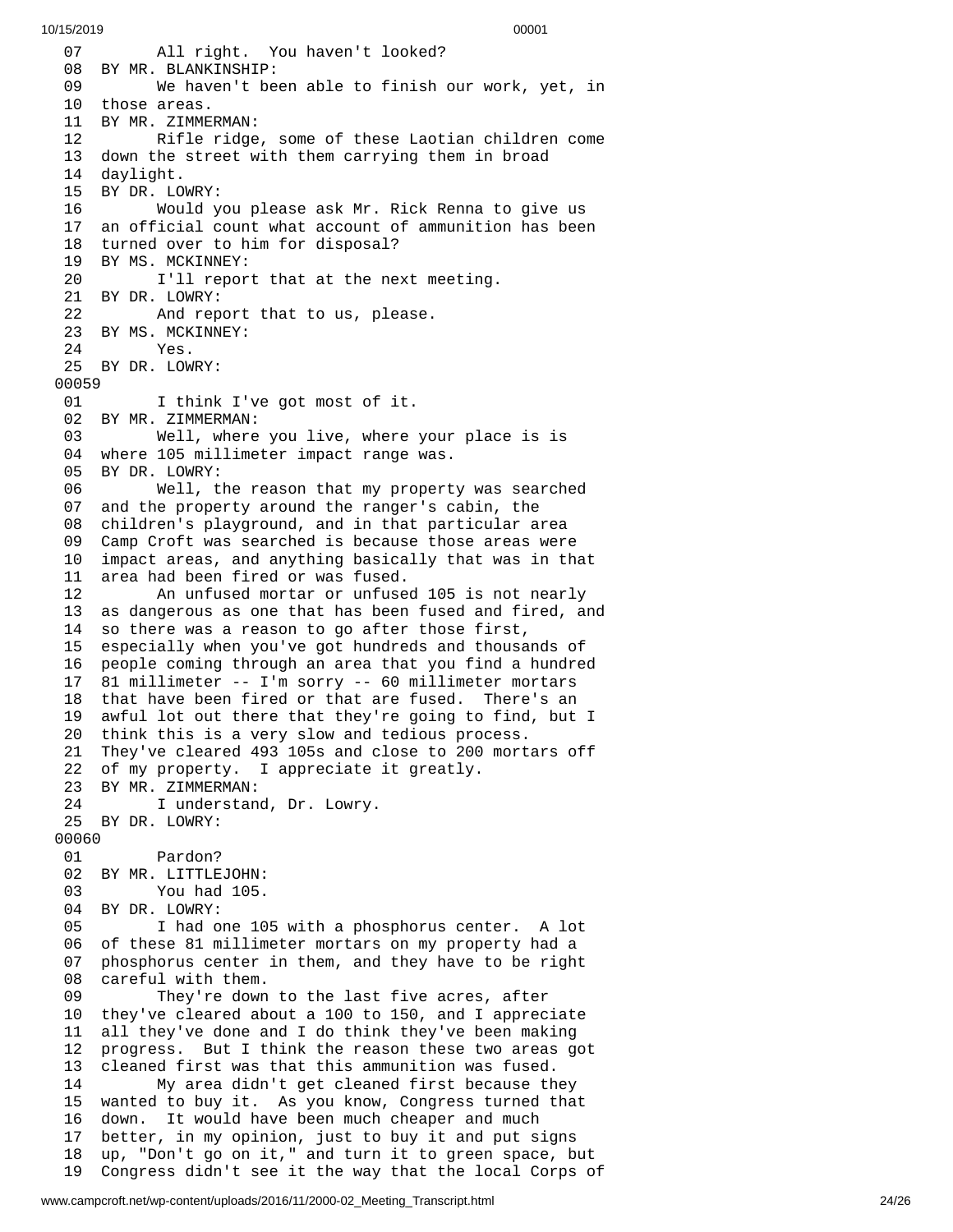```
 07        All right.  You haven't looked?
 08  BY MR. BLANKINSHIP:
 09        We haven't been able to finish our work, yet, in
 10  those areas.
 11  BY MR. ZIMMERMAN:
 12        Rifle ridge, some of these Laotian children come
 13  down the street with them carrying them in broad
 14  daylight.
 15  BY DR. LOWRY:
 16        Would you please ask Mr. Rick Renna to give us
 17  an official count what account of ammunition has been
 18  turned over to him for disposal?
 19  BY MS. MCKINNEY:
 20        I'll report that at the next meeting.
 21  BY DR. LOWRY:
 22        And report that to us, please.
 23  BY MS. MCKINNEY:
 24        Yes.
 25  BY DR. LOWRY:
00059
 01        I think I've got most of it.
 02  BY MR. ZIMMERMAN:
 03        Well, where you live, where your place is is
 04  where 105 millimeter impact range was.
 05  BY DR. LOWRY:
 06        Well, the reason that my property was searched
 07  and the property around the ranger's cabin, the
 08  children's playground, and in that particular area
 09  Camp Croft was searched is because those areas were
 10  impact areas, and anything basically that was in that
 11  area had been fired or was fused.
 12        An unfused mortar or unfused 105 is not nearly
 13  as dangerous as one that has been fused and fired, and
 14  so there was a reason to go after those first,
 15  especially when you've got hundreds and thousands of
 16  people coming through an area that you find a hundred
 17  81 millimeter -- I'm sorry -- 60 millimeter mortars
 18  that have been fired or that are fused.  There's an
 19  awful lot out there that they're going to find, but I
 20  think this is a very slow and tedious process.
 21  They've cleared 493 105s and close to 200 mortars off
 22  of my property.  I appreciate it greatly.
 23  BY MR. ZIMMERMAN:
 24        I understand, Dr. Lowry.
 25  BY DR. LOWRY:
00060
 01        Pardon?
 02  BY MR. LITTLEJOHN:
 03        You had 105.
 04  BY DR. LOWRY:
 05        I had one 105 with a phosphorus center.  A lot
 06  of these 81 millimeter mortars on my property had a
 07  phosphorus center in them, and they have to be right
 08  careful with them.
 09        They're down to the last five acres, after
 10  they've cleared about a 100 to 150, and I appreciate
 11  all they've done and I do think they've been making
 12  progress.  But I think the reason these two areas got
 13  cleaned first was that this ammunition was fused.
 14        My area didn't get cleaned first because they
 15  wanted to buy it.  As you know, Congress turned that
 16  down.  It would have been much cheaper and much
 17  better, in my opinion, just to buy it and put signs
 18  up, "Don't go on it," and turn it to green space, but
 19  Congress didn't see it the way that the local Corps of
```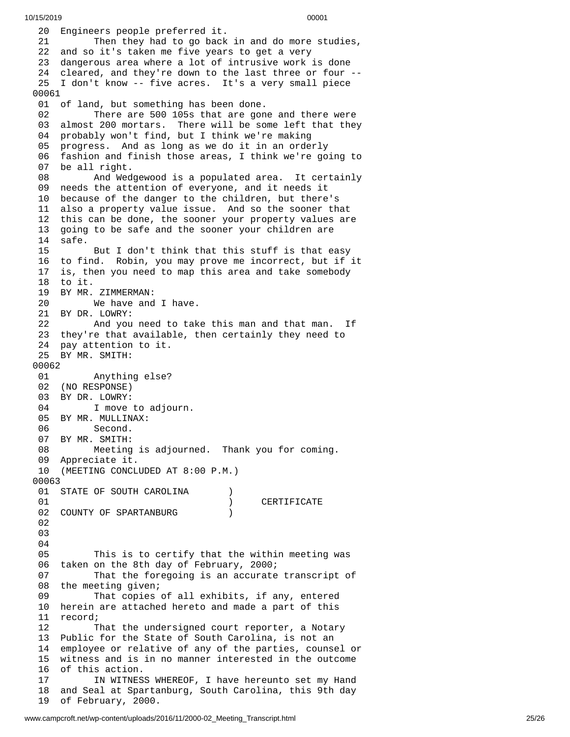20 Engineers people preferred it.
21 Then they had to go back in and do more studies,
22 and so it's taken me five years to get a very
23 dangerous area where a lot of intrusive work is done
24 cleared, and they're down to the last three or four --
25 I don't know -- five acres. It's a very small piece
00061
01 of land, but something has been done.
02 There are 500 105s that are gone and there were
03 almost 200 mortars. There will be some left that they
04 probably won't find, but I think we're making
05 progress. And as long as we do it in an orderly
06 fashion and finish those areas, I think we're going to
07 be all right.
08 And Wedgewood is a populated area. It certainly
09 needs the attention of everyone, and it needs it
10 because of the danger to the children, but there's
11 also a property value issue. And so the sooner that
12 this can be done, the sooner your property values are
13 going to be safe and the sooner your children are
14 safe.
15 But I don't think that this stuff is that easy
16 to find. Robin, you may prove me incorrect, but if it
17 is, then you need to map this area and take somebody
18 to it.
19 BY MR. ZIMMERMAN:
20 We have and I have.
21 BY DR. LOWRY:
22 And you need to take this man and that man. If
23 they're that available, then certainly they need to
24 pay attention to it.
25 BY MR. SMITH:
00062
01 Anything else?
02 (NO RESPONSE)
03 BY DR. LOWRY:
04 I move to adjourn.
05 BY MR. MULLINAX:
06 Second.
07 BY MR. SMITH:
08 Meeting is adjourned. Thank you for coming.
09 Appreciate it.
10 (MEETING CONCLUDED AT 8:00 P.M.)
00063
01 STATE OF SOUTH CAROLINA )
01 ) CERTIFICATE
02 COUNTY OF SPARTANBURG )
02
03
04
05 This is to certify that the within meeting was
06 taken on the 8th day of February, 2000;
07 That the foregoing is an accurate transcript of
08 the meeting given;
09 That copies of all exhibits, if any, entered
10 herein are attached hereto and made a part of this
11 record;
12 That the undersigned court reporter, a Notary
13 Public for the State of South Carolina, is not an
14 employee or relative of any of the parties, counsel or
15 witness and is in no manner interested in the outcome
16 of this action.
17 IN WITNESS WHEREOF, I have hereunto set my Hand
18 and Seal at Spartanburg, South Carolina, this 9th day
19 of February, 2000.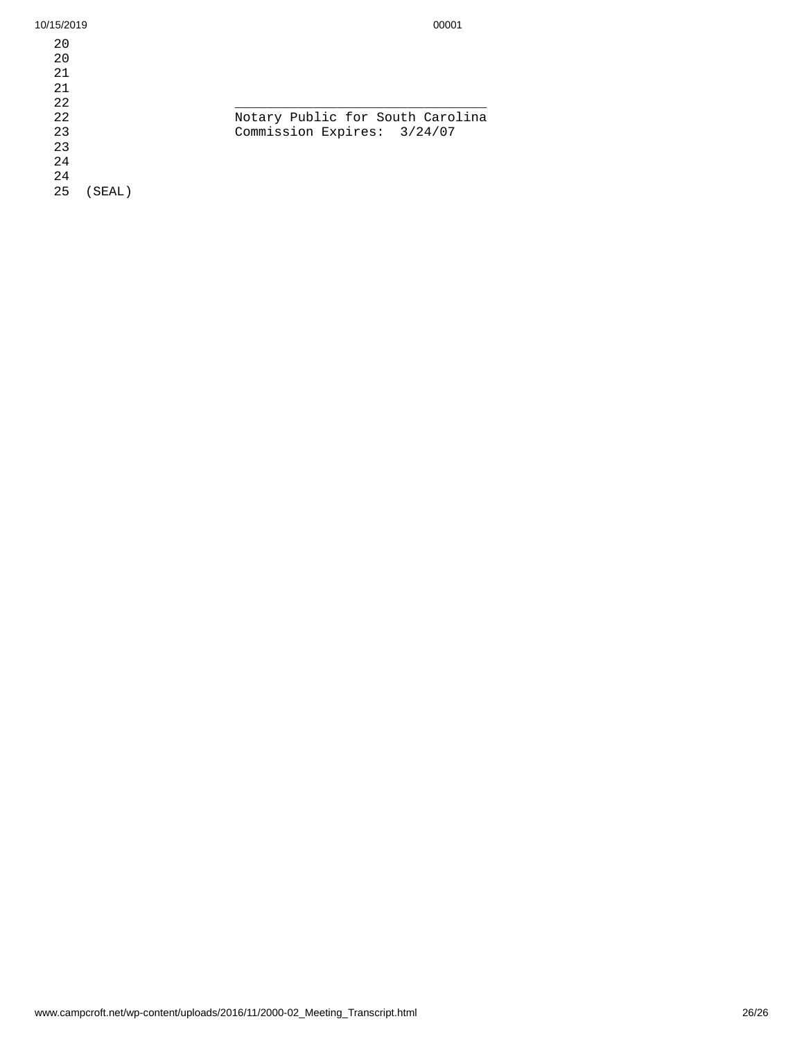```
20
20
21
21
22                        _________________________________
22                        Notary Public for South Carolina
23                        Commission Expires:  3/24/07
23
24
24
25   (SEAL)
```